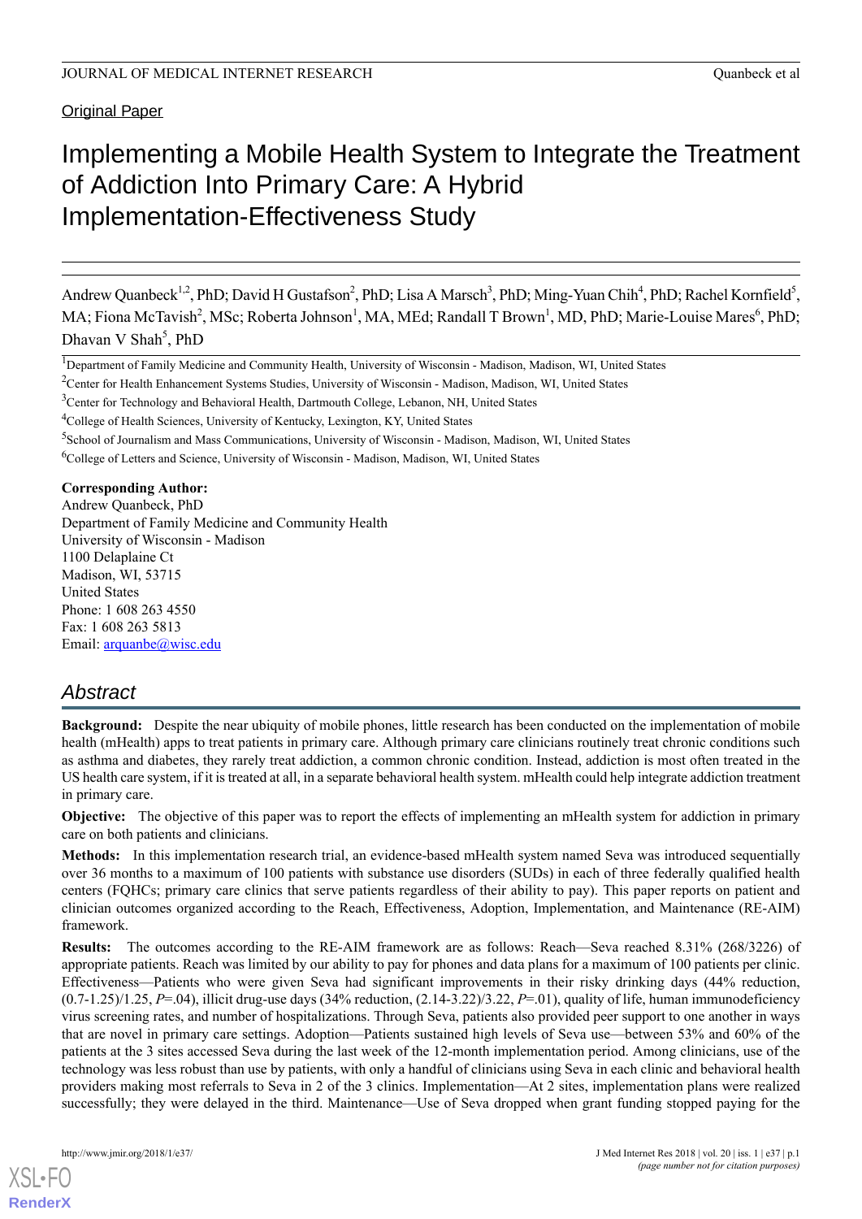Original Paper

# Implementing a Mobile Health System to Integrate the Treatment of Addiction Into Primary Care: A Hybrid Implementation-Effectiveness Study

Andrew Quanbeck[1,2], PhD; David H Gustafson[2], PhD; Lisa A Marsch[3], PhD; Ming-Yuan Chih[4], PhD; Rachel Kornfield[5], MA; Fiona McTavish[2], MSc; Roberta Johnson[1], MA, MEd; Randall T Brown[1], MD, PhD; Marie-Louise Mares[6], PhD; Dhavan V Shah[5], PhD

[1]Department of Family Medicine and Community Health, University of Wisconsin - Madison, Madison, WI, United States
[2]Center for Health Enhancement Systems Studies, University of Wisconsin - Madison, Madison, WI, United States
[3]Center for Technology and Behavioral Health, Dartmouth College, Lebanon, NH, United States
[4]College of Health Sciences, University of Kentucky, Lexington, KY, United States
[5]School of Journalism and Mass Communications, University of Wisconsin - Madison, Madison, WI, United States
[6]College of Letters and Science, University of Wisconsin - Madison, Madison, WI, United States

**Corresponding Author:**
Andrew Quanbeck, PhD
Department of Family Medicine and Community Health
University of Wisconsin - Madison
1100 Delaplaine Ct
Madison, WI, 53715
United States
Phone: 1 608 263 4550
Fax: 1 608 263 5813
Email: arquanbe@wisc.edu

## Abstract

**Background:** Despite the near ubiquity of mobile phones, little research has been conducted on the implementation of mobile health (mHealth) apps to treat patients in primary care. Although primary care clinicians routinely treat chronic conditions such as asthma and diabetes, they rarely treat addiction, a common chronic condition. Instead, addiction is most often treated in the US health care system, if it is treated at all, in a separate behavioral health system. mHealth could help integrate addiction treatment in primary care.

**Objective:** The objective of this paper was to report the effects of implementing an mHealth system for addiction in primary care on both patients and clinicians.

**Methods:** In this implementation research trial, an evidence-based mHealth system named Seva was introduced sequentially over 36 months to a maximum of 100 patients with substance use disorders (SUDs) in each of three federally qualified health centers (FQHCs; primary care clinics that serve patients regardless of their ability to pay). This paper reports on patient and clinician outcomes organized according to the Reach, Effectiveness, Adoption, Implementation, and Maintenance (RE-AIM) framework.

**Results:** The outcomes according to the RE-AIM framework are as follows: Reach—Seva reached 8.31% (268/3226) of appropriate patients. Reach was limited by our ability to pay for phones and data plans for a maximum of 100 patients per clinic. Effectiveness—Patients who were given Seva had significant improvements in their risky drinking days (44% reduction, (0.7-1.25)/1.25, $P$=.04), illicit drug-use days (34% reduction, (2.14-3.22)/3.22, $P$=.01), quality of life, human immunodeficiency virus screening rates, and number of hospitalizations. Through Seva, patients also provided peer support to one another in ways that are novel in primary care settings. Adoption—Patients sustained high levels of Seva use—between 53% and 60% of the patients at the 3 sites accessed Seva during the last week of the 12-month implementation period. Among clinicians, use of the technology was less robust than use by patients, with only a handful of clinicians using Seva in each clinic and behavioral health providers making most referrals to Seva in 2 of the 3 clinics. Implementation—At 2 sites, implementation plans were realized successfully; they were delayed in the third. Maintenance—Use of Seva dropped when grant funding stopped paying for the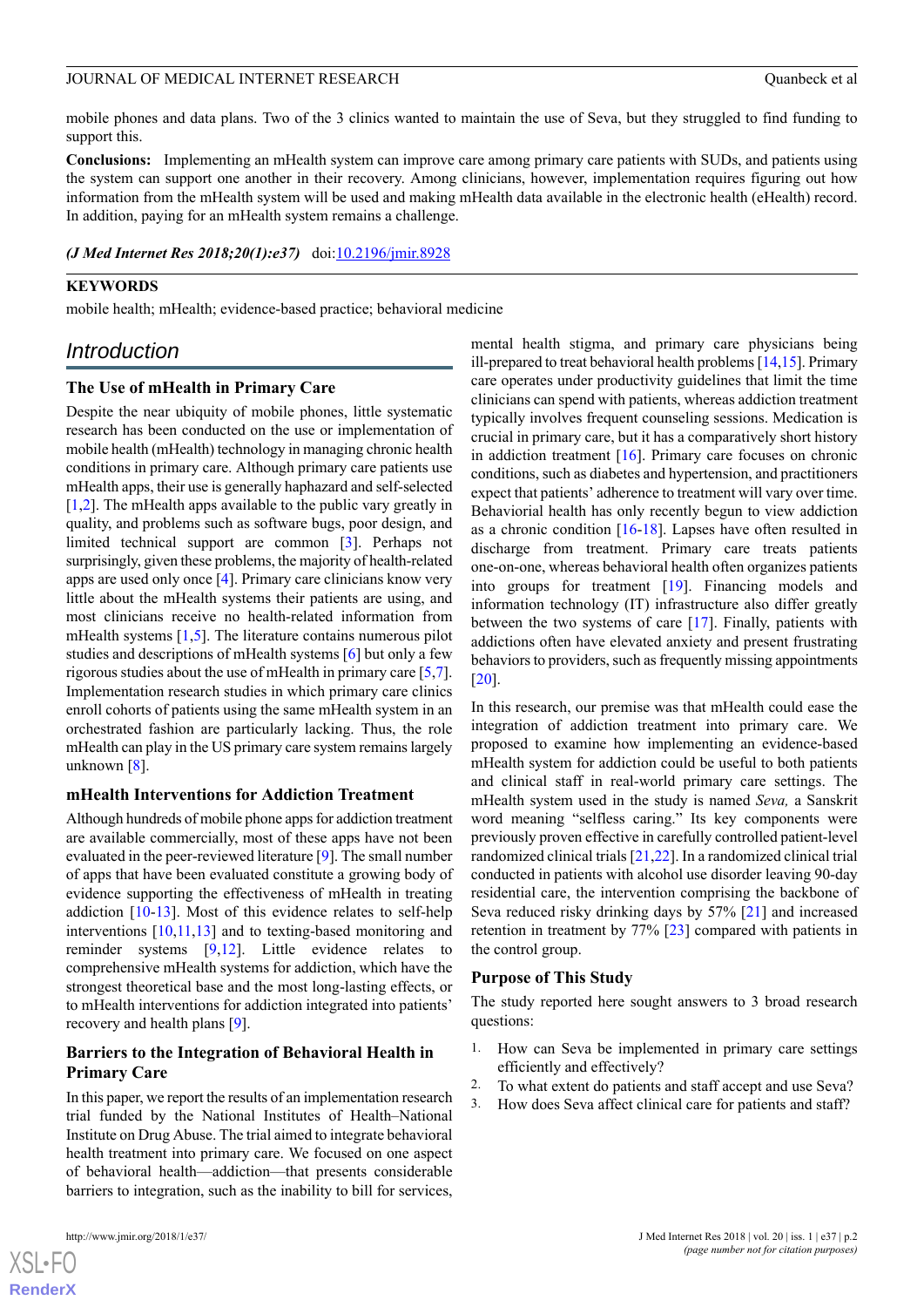mobile phones and data plans. Two of the 3 clinics wanted to maintain the use of Seva, but they struggled to find funding to support this.

**Conclusions:** Implementing an mHealth system can improve care among primary care patients with SUDs, and patients using the system can support one another in their recovery. Among clinicians, however, implementation requires figuring out how information from the mHealth system will be used and making mHealth data available in the electronic health (eHealth) record. In addition, paying for an mHealth system remains a challenge.

***(J Med Internet Res 2018;20(1):e37)*** doi:10.2196/jmir.8928

**KEYWORDS**

mobile health; mHealth; evidence-based practice; behavioral medicine

## Introduction

### The Use of mHealth in Primary Care

Despite the near ubiquity of mobile phones, little systematic research has been conducted on the use or implementation of mobile health (mHealth) technology in managing chronic health conditions in primary care. Although primary care patients use mHealth apps, their use is generally haphazard and self-selected [1,2]. The mHealth apps available to the public vary greatly in quality, and problems such as software bugs, poor design, and limited technical support are common [3]. Perhaps not surprisingly, given these problems, the majority of health-related apps are used only once [4]. Primary care clinicians know very little about the mHealth systems their patients are using, and most clinicians receive no health-related information from mHealth systems [1,5]. The literature contains numerous pilot studies and descriptions of mHealth systems [6] but only a few rigorous studies about the use of mHealth in primary care [5,7]. Implementation research studies in which primary care clinics enroll cohorts of patients using the same mHealth system in an orchestrated fashion are particularly lacking. Thus, the role mHealth can play in the US primary care system remains largely unknown [8].

### mHealth Interventions for Addiction Treatment

Although hundreds of mobile phone apps for addiction treatment are available commercially, most of these apps have not been evaluated in the peer-reviewed literature [9]. The small number of apps that have been evaluated constitute a growing body of evidence supporting the effectiveness of mHealth in treating addiction [10-13]. Most of this evidence relates to self-help interventions [10,11,13] and to texting-based monitoring and reminder systems [9,12]. Little evidence relates to comprehensive mHealth systems for addiction, which have the strongest theoretical base and the most long-lasting effects, or to mHealth interventions for addiction integrated into patients' recovery and health plans [9].

### Barriers to the Integration of Behavioral Health in Primary Care

In this paper, we report the results of an implementation research trial funded by the National Institutes of Health–National Institute on Drug Abuse. The trial aimed to integrate behavioral health treatment into primary care. We focused on one aspect of behavioral health—addiction—that presents considerable barriers to integration, such as the inability to bill for services, mental health stigma, and primary care physicians being ill-prepared to treat behavioral health problems [14,15]. Primary care operates under productivity guidelines that limit the time clinicians can spend with patients, whereas addiction treatment typically involves frequent counseling sessions. Medication is crucial in primary care, but it has a comparatively short history in addiction treatment [16]. Primary care focuses on chronic conditions, such as diabetes and hypertension, and practitioners expect that patients' adherence to treatment will vary over time. Behavioral health has only recently begun to view addiction as a chronic condition [16-18]. Lapses have often resulted in discharge from treatment. Primary care treats patients one-on-one, whereas behavioral health often organizes patients into groups for treatment [19]. Financing models and information technology (IT) infrastructure also differ greatly between the two systems of care [17]. Finally, patients with addictions often have elevated anxiety and present frustrating behaviors to providers, such as frequently missing appointments [20].

In this research, our premise was that mHealth could ease the integration of addiction treatment into primary care. We proposed to examine how implementing an evidence-based mHealth system for addiction could be useful to both patients and clinical staff in real-world primary care settings. The mHealth system used in the study is named *Seva,* a Sanskrit word meaning "selfless caring." Its key components were previously proven effective in carefully controlled patient-level randomized clinical trials [21,22]. In a randomized clinical trial conducted in patients with alcohol use disorder leaving 90-day residential care, the intervention comprising the backbone of Seva reduced risky drinking days by 57% [21] and increased retention in treatment by 77% [23] compared with patients in the control group.

### Purpose of This Study

The study reported here sought answers to 3 broad research questions:

1. How can Seva be implemented in primary care settings efficiently and effectively?
2. To what extent do patients and staff accept and use Seva?
3. How does Seva affect clinical care for patients and staff?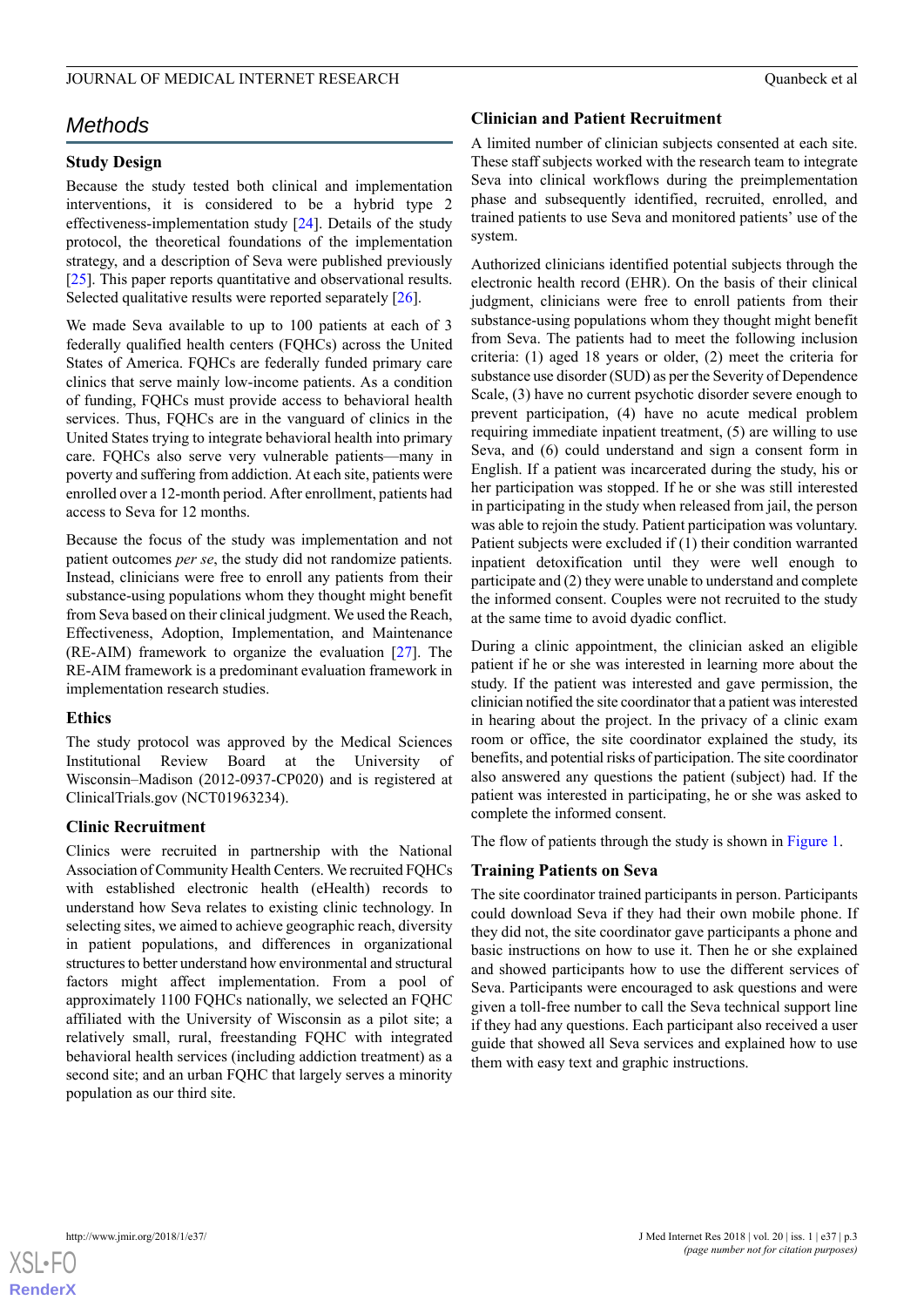## Methods

### Study Design

Because the study tested both clinical and implementation interventions, it is considered to be a hybrid type 2 effectiveness-implementation study [24]. Details of the study protocol, the theoretical foundations of the implementation strategy, and a description of Seva were published previously [25]. This paper reports quantitative and observational results. Selected qualitative results were reported separately [26].

We made Seva available to up to 100 patients at each of 3 federally qualified health centers (FQHCs) across the United States of America. FQHCs are federally funded primary care clinics that serve mainly low-income patients. As a condition of funding, FQHCs must provide access to behavioral health services. Thus, FQHCs are in the vanguard of clinics in the United States trying to integrate behavioral health into primary care. FQHCs also serve very vulnerable patients—many in poverty and suffering from addiction. At each site, patients were enrolled over a 12-month period. After enrollment, patients had access to Seva for 12 months.

Because the focus of the study was implementation and not patient outcomes *per se*, the study did not randomize patients. Instead, clinicians were free to enroll any patients from their substance-using populations whom they thought might benefit from Seva based on their clinical judgment. We used the Reach, Effectiveness, Adoption, Implementation, and Maintenance (RE-AIM) framework to organize the evaluation [27]. The RE-AIM framework is a predominant evaluation framework in implementation research studies.

### Ethics

The study protocol was approved by the Medical Sciences Institutional Review Board at the University of Wisconsin–Madison (2012-0937-CP020) and is registered at ClinicalTrials.gov (NCT01963234).

### Clinic Recruitment

Clinics were recruited in partnership with the National Association of Community Health Centers. We recruited FQHCs with established electronic health (eHealth) records to understand how Seva relates to existing clinic technology. In selecting sites, we aimed to achieve geographic reach, diversity in patient populations, and differences in organizational structures to better understand how environmental and structural factors might affect implementation. From a pool of approximately 1100 FQHCs nationally, we selected an FQHC affiliated with the University of Wisconsin as a pilot site; a relatively small, rural, freestanding FQHC with integrated behavioral health services (including addiction treatment) as a second site; and an urban FQHC that largely serves a minority population as our third site.

### Clinician and Patient Recruitment

A limited number of clinician subjects consented at each site. These staff subjects worked with the research team to integrate Seva into clinical workflows during the preimplementation phase and subsequently identified, recruited, enrolled, and trained patients to use Seva and monitored patients' use of the system.

Authorized clinicians identified potential subjects through the electronic health record (EHR). On the basis of their clinical judgment, clinicians were free to enroll patients from their substance-using populations whom they thought might benefit from Seva. The patients had to meet the following inclusion criteria: (1) aged 18 years or older, (2) meet the criteria for substance use disorder (SUD) as per the Severity of Dependence Scale, (3) have no current psychotic disorder severe enough to prevent participation, (4) have no acute medical problem requiring immediate inpatient treatment, (5) are willing to use Seva, and (6) could understand and sign a consent form in English. If a patient was incarcerated during the study, his or her participation was stopped. If he or she was still interested in participating in the study when released from jail, the person was able to rejoin the study. Patient participation was voluntary. Patient subjects were excluded if (1) their condition warranted inpatient detoxification until they were well enough to participate and (2) they were unable to understand and complete the informed consent. Couples were not recruited to the study at the same time to avoid dyadic conflict.

During a clinic appointment, the clinician asked an eligible patient if he or she was interested in learning more about the study. If the patient was interested and gave permission, the clinician notified the site coordinator that a patient was interested in hearing about the project. In the privacy of a clinic exam room or office, the site coordinator explained the study, its benefits, and potential risks of participation. The site coordinator also answered any questions the patient (subject) had. If the patient was interested in participating, he or she was asked to complete the informed consent.

The flow of patients through the study is shown in Figure 1.

### Training Patients on Seva

The site coordinator trained participants in person. Participants could download Seva if they had their own mobile phone. If they did not, the site coordinator gave participants a phone and basic instructions on how to use it. Then he or she explained and showed participants how to use the different services of Seva. Participants were encouraged to ask questions and were given a toll-free number to call the Seva technical support line if they had any questions. Each participant also received a user guide that showed all Seva services and explained how to use them with easy text and graphic instructions.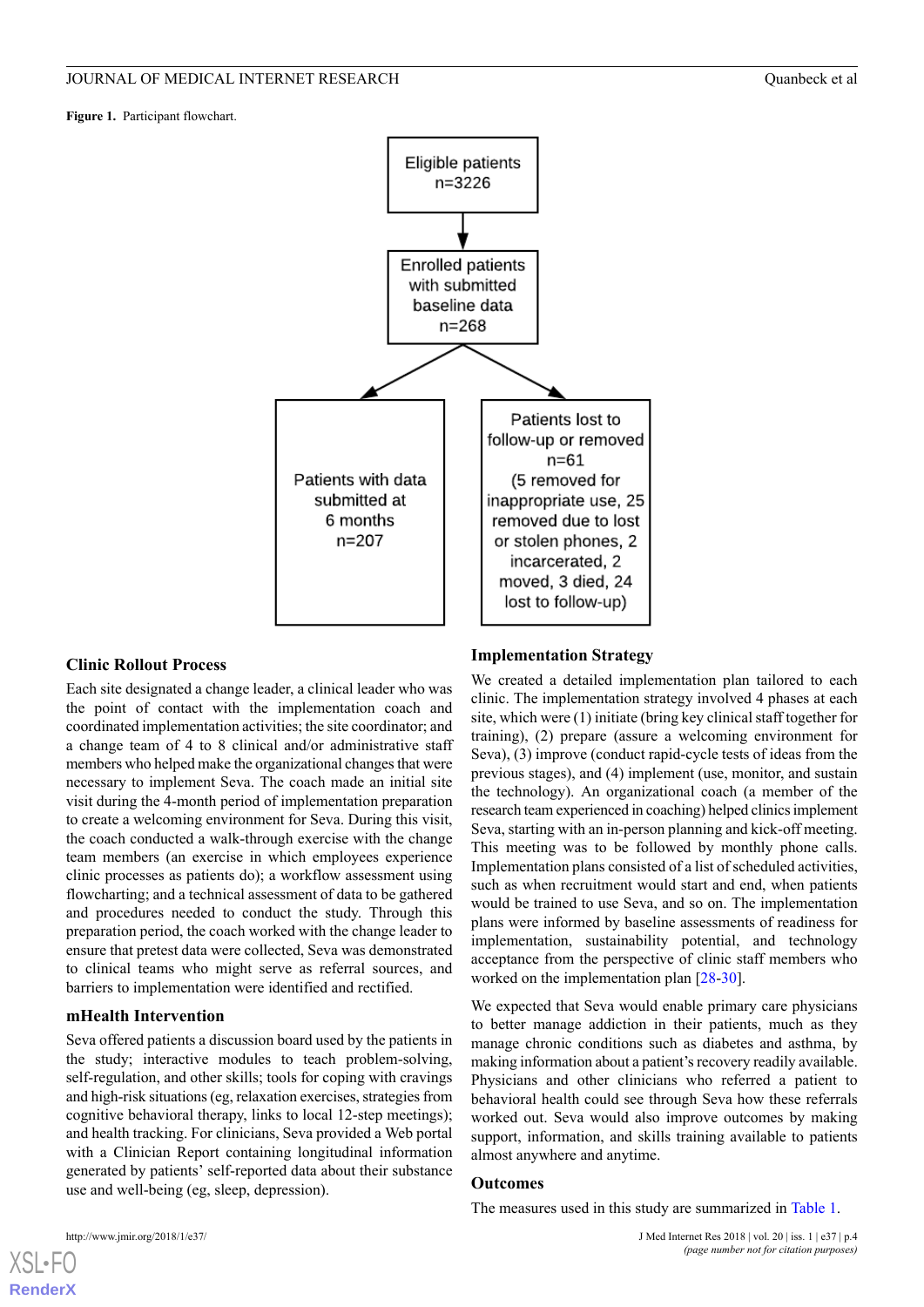**Figure 1.** Participant flowchart.

Eligible patients
n=3226

Enrolled patients with submitted baseline data
n=268

Patients with data submitted at 6 months
n=207

Patients lost to follow-up or removed
n=61
(5 removed for inappropriate use, 25 removed due to lost or stolen phones, 2 incarcerated, 2 moved, 3 died, 24 lost to follow-up)

### Clinic Rollout Process

Each site designated a change leader, a clinical leader who was the point of contact with the implementation coach and coordinated implementation activities; the site coordinator; and a change team of 4 to 8 clinical and/or administrative staff members who helped make the organizational changes that were necessary to implement Seva. The coach made an initial site visit during the 4-month period of implementation preparation to create a welcoming environment for Seva. During this visit, the coach conducted a walk-through exercise with the change team members (an exercise in which employees experience clinic processes as patients do); a workflow assessment using flowcharting; and a technical assessment of data to be gathered and procedures needed to conduct the study. Through this preparation period, the coach worked with the change leader to ensure that pretest data were collected, Seva was demonstrated to clinical teams who might serve as referral sources, and barriers to implementation were identified and rectified.

#### mHealth Intervention

Seva offered patients a discussion board used by the patients in the study; interactive modules to teach problem-solving, self-regulation, and other skills; tools for coping with cravings and high-risk situations (eg, relaxation exercises, strategies from cognitive behavioral therapy, links to local 12-step meetings); and health tracking. For clinicians, Seva provided a Web portal with a Clinician Report containing longitudinal information generated by patients' self-reported data about their substance use and well-being (eg, sleep, depression).

### Implementation Strategy

We created a detailed implementation plan tailored to each clinic. The implementation strategy involved 4 phases at each site, which were (1) initiate (bring key clinical staff together for training), (2) prepare (assure a welcoming environment for Seva), (3) improve (conduct rapid-cycle tests of ideas from the previous stages), and (4) implement (use, monitor, and sustain the technology). An organizational coach (a member of the research team experienced in coaching) helped clinics implement Seva, starting with an in-person planning and kick-off meeting. This meeting was to be followed by monthly phone calls. Implementation plans consisted of a list of scheduled activities, such as when recruitment would start and end, when patients would be trained to use Seva, and so on. The implementation plans were informed by baseline assessments of readiness for implementation, sustainability potential, and technology acceptance from the perspective of clinic staff members who worked on the implementation plan [28-30].

We expected that Seva would enable primary care physicians to better manage addiction in their patients, much as they manage chronic conditions such as diabetes and asthma, by making information about a patient's recovery readily available. Physicians and other clinicians who referred a patient to behavioral health could see through Seva how these referrals worked out. Seva would also improve outcomes by making support, information, and skills training available to patients almost anywhere and anytime.

### Outcomes

The measures used in this study are summarized in Table 1.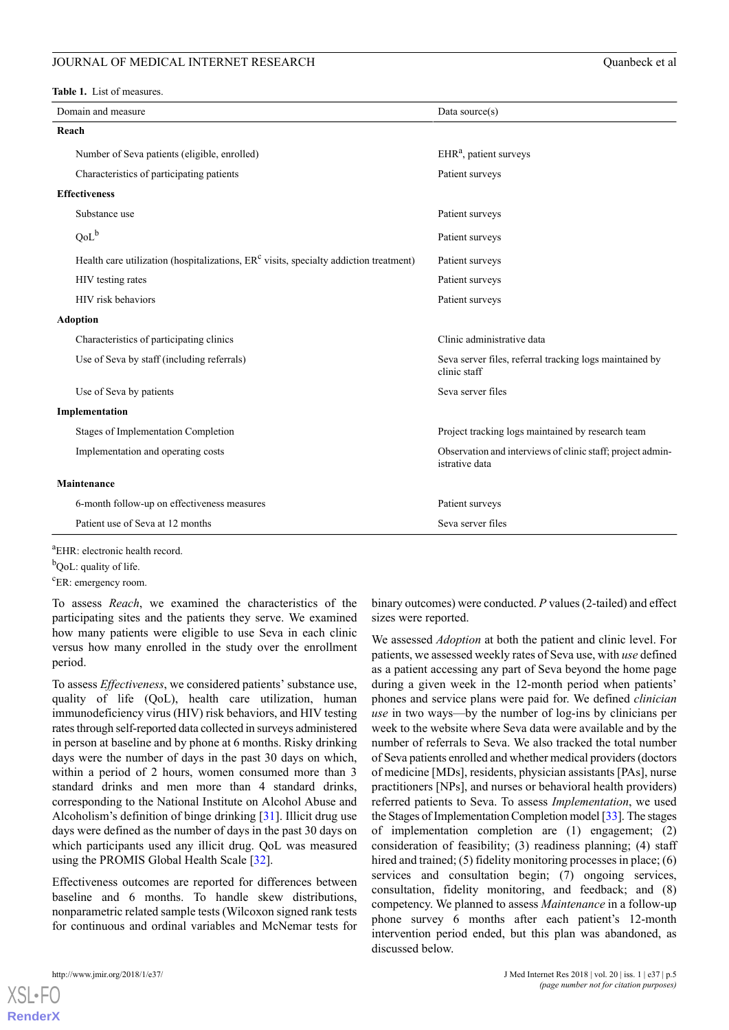**Table 1.** List of measures.

| Domain and measure | Data source(s) |
|---|---|
| **Reach** | |
| Number of Seva patients (eligible, enrolled) | EHR[a], patient surveys |
| Characteristics of participating patients | Patient surveys |
| **Effectiveness** | |
| Substance use | Patient surveys |
| QoL[b] | Patient surveys |
| Health care utilization (hospitalizations, ER[c] visits, specialty addiction treatment) | Patient surveys |
| HIV testing rates | Patient surveys |
| HIV risk behaviors | Patient surveys |
| **Adoption** | |
| Characteristics of participating clinics | Clinic administrative data |
| Use of Seva by staff (including referrals) | Seva server files, referral tracking logs maintained by clinic staff |
| Use of Seva by patients | Seva server files |
| **Implementation** | |
| Stages of Implementation Completion | Project tracking logs maintained by research team |
| Implementation and operating costs | Observation and interviews of clinic staff; project administrative data |
| **Maintenance** | |
| 6-month follow-up on effectiveness measures | Patient surveys |
| Patient use of Seva at 12 months | Seva server files |

[a]EHR: electronic health record.

[b]QoL: quality of life.

[c]ER: emergency room.

To assess *Reach*, we examined the characteristics of the participating sites and the patients they serve. We examined how many patients were eligible to use Seva in each clinic versus how many enrolled in the study over the enrollment period.

To assess *Effectiveness*, we considered patients' substance use, quality of life (QoL), health care utilization, human immunodeficiency virus (HIV) risk behaviors, and HIV testing rates through self-reported data collected in surveys administered in person at baseline and by phone at 6 months. Risky drinking days were the number of days in the past 30 days on which, within a period of 2 hours, women consumed more than 3 standard drinks and men more than 4 standard drinks, corresponding to the National Institute on Alcohol Abuse and Alcoholism's definition of binge drinking [31]. Illicit drug use days were defined as the number of days in the past 30 days on which participants used any illicit drug. QoL was measured using the PROMIS Global Health Scale [32].

Effectiveness outcomes are reported for differences between baseline and 6 months. To handle skew distributions, nonparametric related sample tests (Wilcoxon signed rank tests for continuous and ordinal variables and McNemar tests for binary outcomes) were conducted. *P* values (2-tailed) and effect sizes were reported.

We assessed *Adoption* at both the patient and clinic level. For patients, we assessed weekly rates of Seva use, with *use* defined as a patient accessing any part of Seva beyond the home page during a given week in the 12-month period when patients' phones and service plans were paid for. We defined *clinician use* in two ways—by the number of log-ins by clinicians per week to the website where Seva data were available and by the number of referrals to Seva. We also tracked the total number of Seva patients enrolled and whether medical providers (doctors of medicine [MDs], residents, physician assistants [PAs], nurse practitioners [NPs], and nurses or behavioral health providers) referred patients to Seva. To assess *Implementation*, we used the Stages of Implementation Completion model [33]. The stages of implementation completion are (1) engagement; (2) consideration of feasibility; (3) readiness planning; (4) staff hired and trained; (5) fidelity monitoring processes in place; (6) services and consultation begin; (7) ongoing services, consultation, fidelity monitoring, and feedback; and (8) competency. We planned to assess *Maintenance* in a follow-up phone survey 6 months after each patient's 12-month intervention period ended, but this plan was abandoned, as discussed below.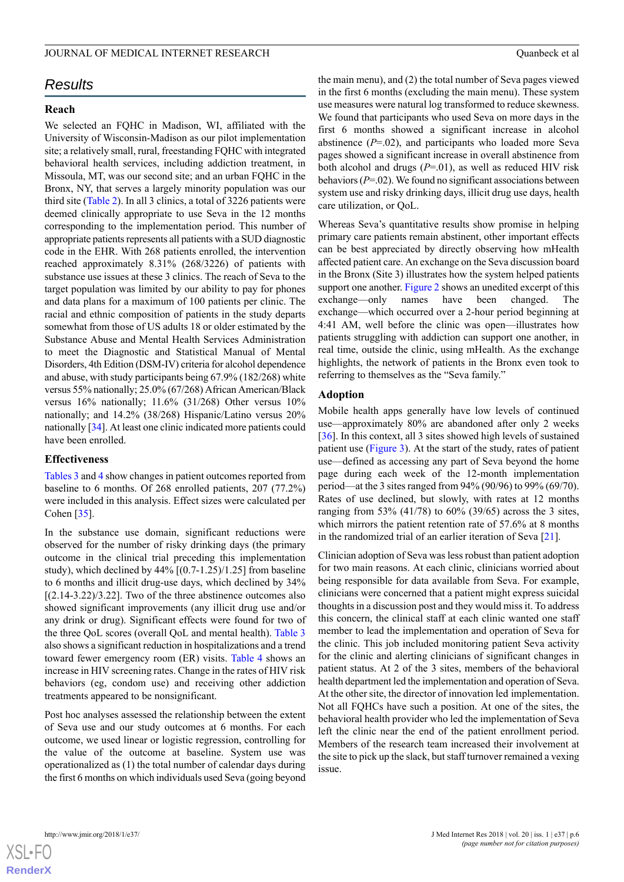## Results

### Reach

We selected an FQHC in Madison, WI, affiliated with the University of Wisconsin-Madison as our pilot implementation site; a relatively small, rural, freestanding FQHC with integrated behavioral health services, including addiction treatment, in Missoula, MT, was our second site; and an urban FQHC in the Bronx, NY, that serves a largely minority population was our third site (Table 2). In all 3 clinics, a total of 3226 patients were deemed clinically appropriate to use Seva in the 12 months corresponding to the implementation period. This number of appropriate patients represents all patients with a SUD diagnostic code in the EHR. With 268 patients enrolled, the intervention reached approximately 8.31% (268/3226) of patients with substance use issues at these 3 clinics. The reach of Seva to the target population was limited by our ability to pay for phones and data plans for a maximum of 100 patients per clinic. The racial and ethnic composition of patients in the study departs somewhat from those of US adults 18 or older estimated by the Substance Abuse and Mental Health Services Administration to meet the Diagnostic and Statistical Manual of Mental Disorders, 4th Edition (DSM-IV) criteria for alcohol dependence and abuse, with study participants being 67.9% (182/268) white versus 55% nationally; 25.0% (67/268) African American/Black versus 16% nationally; 11.6% (31/268) Other versus 10% nationally; and 14.2% (38/268) Hispanic/Latino versus 20% nationally [34]. At least one clinic indicated more patients could have been enrolled.

### Effectiveness

Tables 3 and 4 show changes in patient outcomes reported from baseline to 6 months. Of 268 enrolled patients, 207 (77.2%) were included in this analysis. Effect sizes were calculated per Cohen [35].

In the substance use domain, significant reductions were observed for the number of risky drinking days (the primary outcome in the clinical trial preceding this implementation study), which declined by 44% [(0.7-1.25)/1.25] from baseline to 6 months and illicit drug-use days, which declined by 34% [(2.14-3.22)/3.22]. Two of the three abstinence outcomes also showed significant improvements (any illicit drug use and/or any drink or drug). Significant effects were found for two of the three QoL scores (overall QoL and mental health). Table 3 also shows a significant reduction in hospitalizations and a trend toward fewer emergency room (ER) visits. Table 4 shows an increase in HIV screening rates. Change in the rates of HIV risk behaviors (eg, condom use) and receiving other addiction treatments appeared to be nonsignificant.

Post hoc analyses assessed the relationship between the extent of Seva use and our study outcomes at 6 months. For each outcome, we used linear or logistic regression, controlling for the value of the outcome at baseline. System use was operationalized as (1) the total number of calendar days during the first 6 months on which individuals used Seva (going beyond the main menu), and (2) the total number of Seva pages viewed in the first 6 months (excluding the main menu). These system use measures were natural log transformed to reduce skewness. We found that participants who used Seva on more days in the first 6 months showed a significant increase in alcohol abstinence ($P$=.02), and participants who loaded more Seva pages showed a significant increase in overall abstinence from both alcohol and drugs ($P$=.01), as well as reduced HIV risk behaviors ($P$=.02). We found no significant associations between system use and risky drinking days, illicit drug use days, health care utilization, or QoL.

Whereas Seva's quantitative results show promise in helping primary care patients remain abstinent, other important effects can be best appreciated by directly observing how mHealth affected patient care. An exchange on the Seva discussion board in the Bronx (Site 3) illustrates how the system helped patients support one another. Figure 2 shows an unedited excerpt of this exchange—only names have been changed. The exchange—which occurred over a 2-hour period beginning at 4:41 AM, well before the clinic was open—illustrates how patients struggling with addiction can support one another, in real time, outside the clinic, using mHealth. As the exchange highlights, the network of patients in the Bronx even took to referring to themselves as the "Seva family."

### Adoption

Mobile health apps generally have low levels of continued use—approximately 80% are abandoned after only 2 weeks [36]. In this context, all 3 sites showed high levels of sustained patient use (Figure 3). At the start of the study, rates of patient use—defined as accessing any part of Seva beyond the home page during each week of the 12-month implementation period—at the 3 sites ranged from 94% (90/96) to 99% (69/70). Rates of use declined, but slowly, with rates at 12 months ranging from 53% (41/78) to 60% (39/65) across the 3 sites, which mirrors the patient retention rate of 57.6% at 8 months in the randomized trial of an earlier iteration of Seva [21].

Clinician adoption of Seva was less robust than patient adoption for two main reasons. At each clinic, clinicians worried about being responsible for data available from Seva. For example, clinicians were concerned that a patient might express suicidal thoughts in a discussion post and they would miss it. To address this concern, the clinical staff at each clinic wanted one staff member to lead the implementation and operation of Seva for the clinic. This job included monitoring patient Seva activity for the clinic and alerting clinicians of significant changes in patient status. At 2 of the 3 sites, members of the behavioral health department led the implementation and operation of Seva. At the other site, the director of innovation led implementation. Not all FQHCs have such a position. At one of the sites, the behavioral health provider who led the implementation of Seva left the clinic near the end of the patient enrollment period. Members of the research team increased their involvement at the site to pick up the slack, but staff turnover remained a vexing issue.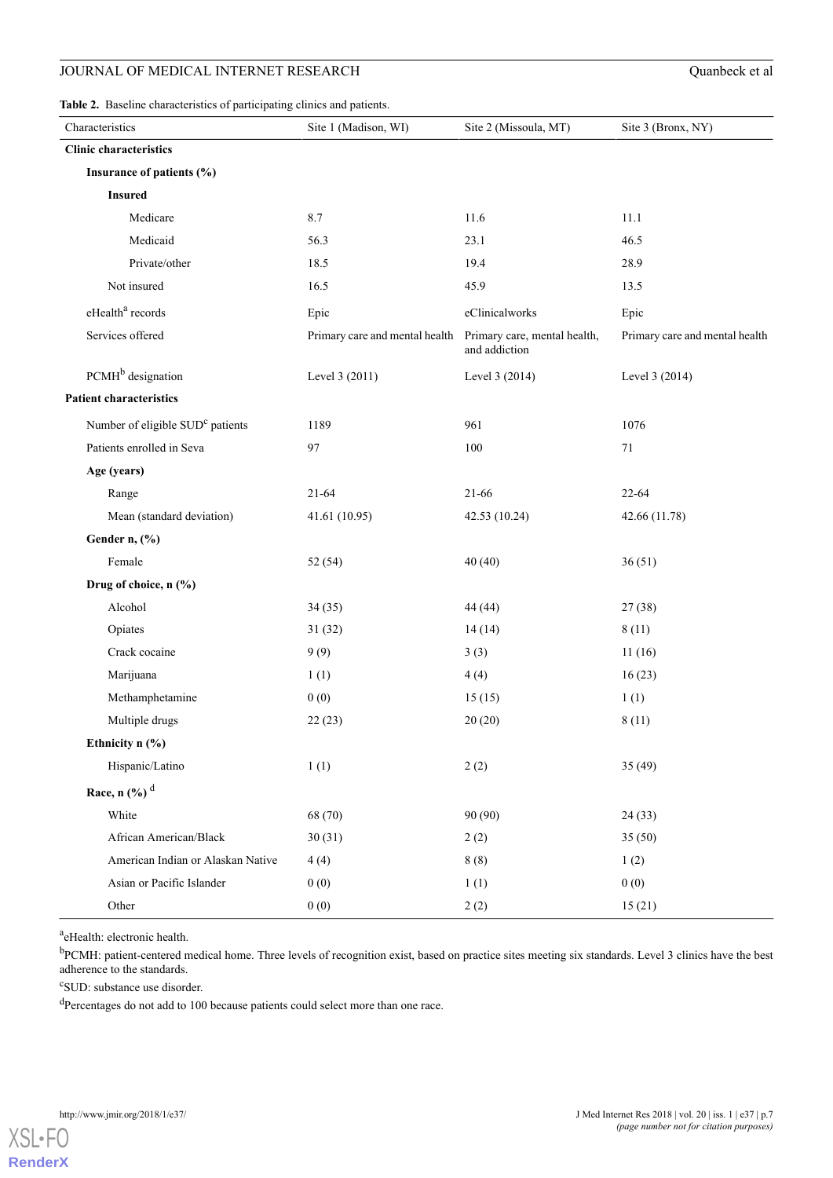**Table 2.** Baseline characteristics of participating clinics and patients.

| Characteristics | Site 1 (Madison, WI) | Site 2 (Missoula, MT) | Site 3 (Bronx, NY) |
|---|---|---|---|
| **Clinic characteristics** | | | |
| **Insurance of patients (%)** | | | |
| **Insured** | | | |
| Medicare | 8.7 | 11.6 | 11.1 |
| Medicaid | 56.3 | 23.1 | 46.5 |
| Private/other | 18.5 | 19.4 | 28.9 |
| Not insured | 16.5 | 45.9 | 13.5 |
| eHealth[a] records | Epic | eClinicalworks | Epic |
| Services offered | Primary care and mental health | Primary care, mental health, and addiction | Primary care and mental health |
| PCMH[b] designation | Level 3 (2011) | Level 3 (2014) | Level 3 (2014) |
| **Patient characteristics** | | | |
| Number of eligible SUD[c] patients | 1189 | 961 | 1076 |
| Patients enrolled in Seva | 97 | 100 | 71 |
| **Age (years)** | | | |
| Range | 21-64 | 21-66 | 22-64 |
| Mean (standard deviation) | 41.61 (10.95) | 42.53 (10.24) | 42.66 (11.78) |
| **Gender n, (%)** | | | |
| Female | 52 (54) | 40 (40) | 36 (51) |
| **Drug of choice, n (%)** | | | |
| Alcohol | 34 (35) | 44 (44) | 27 (38) |
| Opiates | 31 (32) | 14 (14) | 8 (11) |
| Crack cocaine | 9 (9) | 3 (3) | 11 (16) |
| Marijuana | 1 (1) | 4 (4) | 16 (23) |
| Methamphetamine | 0 (0) | 15 (15) | 1 (1) |
| Multiple drugs | 22 (23) | 20 (20) | 8 (11) |
| **Ethnicity n (%)** | | | |
| Hispanic/Latino | 1 (1) | 2 (2) | 35 (49) |
| **Race, n (%)** [d] | | | |
| White | 68 (70) | 90 (90) | 24 (33) |
| African American/Black | 30 (31) | 2 (2) | 35 (50) |
| American Indian or Alaskan Native | 4 (4) | 8 (8) | 1 (2) |
| Asian or Pacific Islander | 0 (0) | 1 (1) | 0 (0) |
| Other | 0 (0) | 2 (2) | 15 (21) |

[a]eHealth: electronic health.

[b]PCMH: patient-centered medical home. Three levels of recognition exist, based on practice sites meeting six standards. Level 3 clinics have the best adherence to the standards.

[c]SUD: substance use disorder.

[d]Percentages do not add to 100 because patients could select more than one race.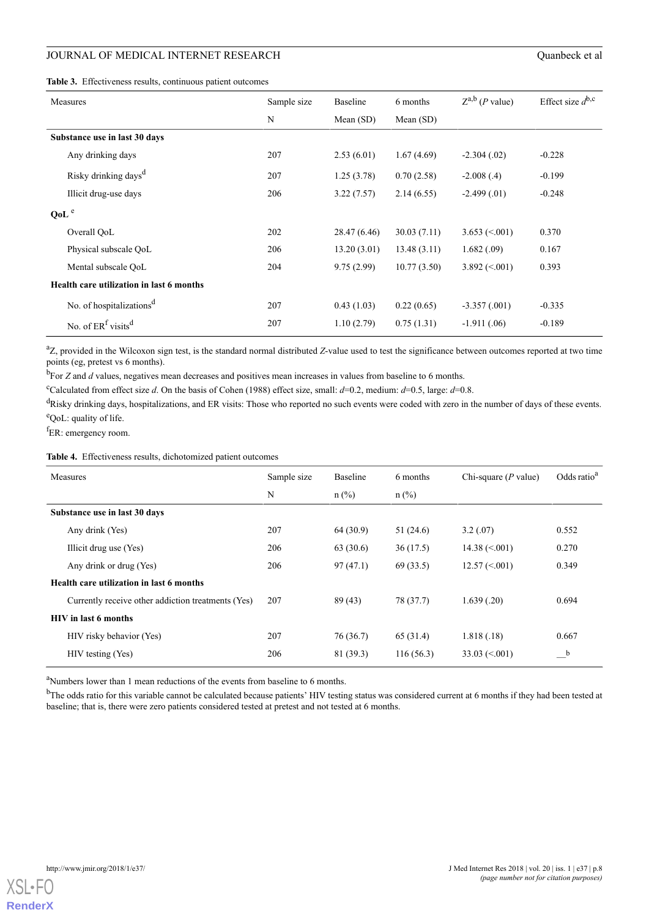**Table 3.** Effectiveness results, continuous patient outcomes

| Measures | Sample size | Baseline | 6 months | Z[a,b] (*P* value) | Effect size *d*[b,c] |
|---|---|---|---|---|---|
| | N | Mean (SD) | Mean (SD) | | |
| **Substance use in last 30 days** | | | | | |
| Any drinking days | 207 | 2.53 (6.01) | 1.67 (4.69) | -2.304 (.02) | -0.228 |
| Risky drinking days[d] | 207 | 1.25 (3.78) | 0.70 (2.58) | -2.008 (.4) | -0.199 |
| Illicit drug-use days | 206 | 3.22 (7.57) | 2.14 (6.55) | -2.499 (.01) | -0.248 |
| **QoL** [e] | | | | | |
| Overall QoL | 202 | 28.47 (6.46) | 30.03 (7.11) | 3.653 (<.001) | 0.370 |
| Physical subscale QoL | 206 | 13.20 (3.01) | 13.48 (3.11) | 1.682 (.09) | 0.167 |
| Mental subscale QoL | 204 | 9.75 (2.99) | 10.77 (3.50) | 3.892 (<.001) | 0.393 |
| **Health care utilization in last 6 months** | | | | | |
| No. of hospitalizations[d] | 207 | 0.43 (1.03) | 0.22 (0.65) | -3.357 (.001) | -0.335 |
| No. of ER[f] visits[d] | 207 | 1.10 (2.79) | 0.75 (1.31) | -1.911 (.06) | -0.189 |

[a]Z, provided in the Wilcoxon sign test, is the standard normal distributed *Z*-value used to test the significance between outcomes reported at two time points (eg, pretest vs 6 months).

[b]For *Z* and *d* values, negatives mean decreases and positives mean increases in values from baseline to 6 months.

[c]Calculated from effect size *d*. On the basis of Cohen (1988) effect size, small: *d*=0.2, medium: *d*=0.5, large: *d*=0.8.

[d]Risky drinking days, hospitalizations, and ER visits: Those who reported no such events were coded with zero in the number of days of these events.

[e]QoL: quality of life.

[f]ER: emergency room.

**Table 4.** Effectiveness results, dichotomized patient outcomes

| Measures | Sample size | Baseline | 6 months | Chi-square (*P* value) | Odds ratio[a] |
|---|---|---|---|---|---|
| | N | n (%) | n (%) | | |
| **Substance use in last 30 days** | | | | | |
| Any drink (Yes) | 207 | 64 (30.9) | 51 (24.6) | 3.2 (.07) | 0.552 |
| Illicit drug use (Yes) | 206 | 63 (30.6) | 36 (17.5) | 14.38 (<.001) | 0.270 |
| Any drink or drug (Yes) | 206 | 97 (47.1) | 69 (33.5) | 12.57 (<.001) | 0.349 |
| **Health care utilization in last 6 months** | | | | | |
| Currently receive other addiction treatments (Yes) | 207 | 89 (43) | 78 (37.7) | 1.639 (.20) | 0.694 |
| **HIV in last 6 months** | | | | | |
| HIV risky behavior (Yes) | 207 | 76 (36.7) | 65 (31.4) | 1.818 (.18) | 0.667 |
| HIV testing (Yes) | 206 | 81 (39.3) | 116 (56.3) | 33.03 (<.001) | —[b] |

[a]Numbers lower than 1 mean reductions of the events from baseline to 6 months.

[b]The odds ratio for this variable cannot be calculated because patients' HIV testing status was considered current at 6 months if they had been tested at baseline; that is, there were zero patients considered tested at pretest and not tested at 6 months.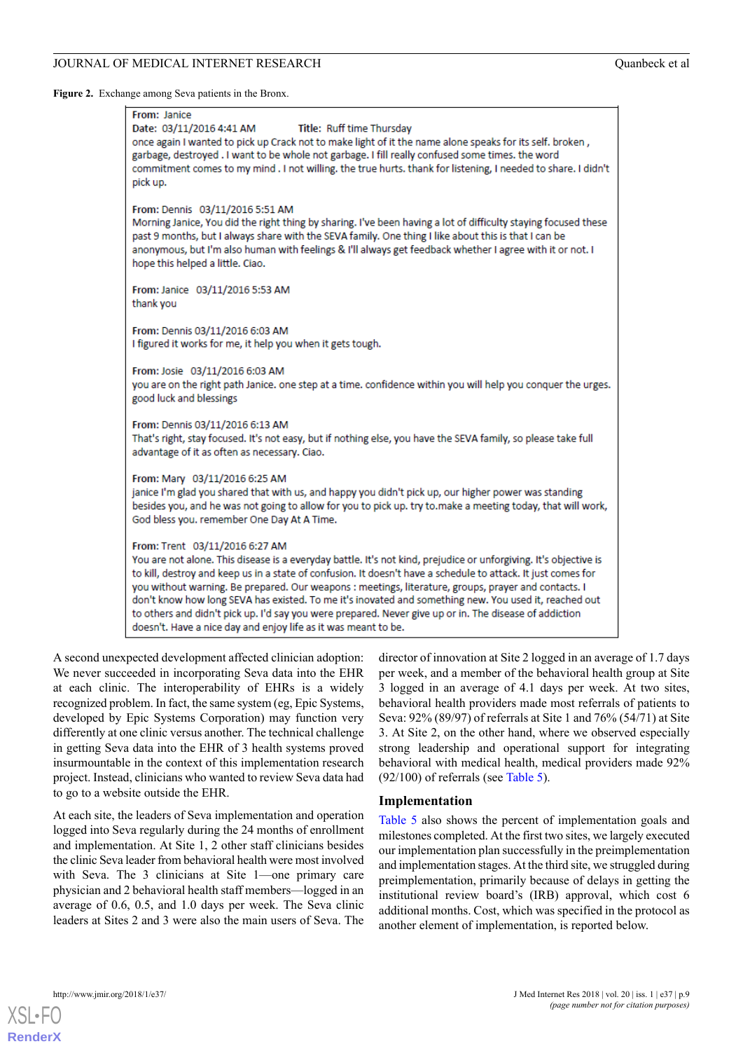**Figure 2.** Exchange among Seva patients in the Bronx.

**From:** Janice
**Date:** 03/11/2016 4:41 AM **Title:** Ruff time Thursday
once again I wanted to pick up Crack not to make light of it the name alone speaks for its self. broken , garbage, destroyed . I want to be whole not garbage. I fill really confused some times. the word commitment comes to my mind . I not willing. the true hurts. thank for listening, I needed to share. I didn't pick up.

**From:** Dennis 03/11/2016 5:51 AM
Morning Janice, You did the right thing by sharing. I've been having a lot of difficulty staying focused these past 9 months, but I always share with the SEVA family. One thing I like about this is that I can be anonymous, but I'm also human with feelings & I'll always get feedback whether I agree with it or not. I hope this helped a little. Ciao.

**From:** Janice 03/11/2016 5:53 AM
thank you

**From:** Dennis 03/11/2016 6:03 AM
I figured it works for me, it help you when it gets tough.

**From:** Josie 03/11/2016 6:03 AM
you are on the right path Janice. one step at a time. confidence within you will help you conquer the urges. good luck and blessings

**From:** Dennis 03/11/2016 6:13 AM
That's right, stay focused. It's not easy, but if nothing else, you have the SEVA family, so please take full advantage of it as often as necessary. Ciao.

**From:** Mary 03/11/2016 6:25 AM
janice I'm glad you shared that with us, and happy you didn't pick up, our higher power was standing besides you, and he was not going to allow for you to pick up. try to.make a meeting today, that will work, God bless you. remember One Day At A Time.

**From:** Trent 03/11/2016 6:27 AM
You are not alone. This disease is a everyday battle. It's not kind, prejudice or unforgiving. It's objective is to kill, destroy and keep us in a state of confusion. It doesn't have a schedule to attack. It just comes for you without warning. Be prepared. Our weapons : meetings, literature, groups, prayer and contacts. I don't know how long SEVA has existed. To me it's inovated and something new. You used it, reached out to others and didn't pick up. I'd say you were prepared. Never give up or in. The disease of addiction doesn't. Have a nice day and enjoy life as it was meant to be.

A second unexpected development affected clinician adoption: We never succeeded in incorporating Seva data into the EHR at each clinic. The interoperability of EHRs is a widely recognized problem. In fact, the same system (eg, Epic Systems, developed by Epic Systems Corporation) may function very differently at one clinic versus another. The technical challenge in getting Seva data into the EHR of 3 health systems proved insurmountable in the context of this implementation research project. Instead, clinicians who wanted to review Seva data had to go to a website outside the EHR.

At each site, the leaders of Seva implementation and operation logged into Seva regularly during the 24 months of enrollment and implementation. At Site 1, 2 other staff clinicians besides the clinic Seva leader from behavioral health were most involved with Seva. The 3 clinicians at Site 1—one primary care physician and 2 behavioral health staff members—logged in an average of 0.6, 0.5, and 1.0 days per week. The Seva clinic leaders at Sites 2 and 3 were also the main users of Seva. The director of innovation at Site 2 logged in an average of 1.7 days per week, and a member of the behavioral health group at Site 3 logged in an average of 4.1 days per week. At two sites, behavioral health providers made most referrals of patients to Seva: 92% (89/97) of referrals at Site 1 and 76% (54/71) at Site 3. At Site 2, on the other hand, where we observed especially strong leadership and operational support for integrating behavioral with medical health, medical providers made 92% (92/100) of referrals (see Table 5).

### Implementation

Table 5 also shows the percent of implementation goals and milestones completed. At the first two sites, we largely executed our implementation plan successfully in the preimplementation and implementation stages. At the third site, we struggled during preimplementation, primarily because of delays in getting the institutional review board's (IRB) approval, which cost 6 additional months. Cost, which was specified in the protocol as another element of implementation, is reported below.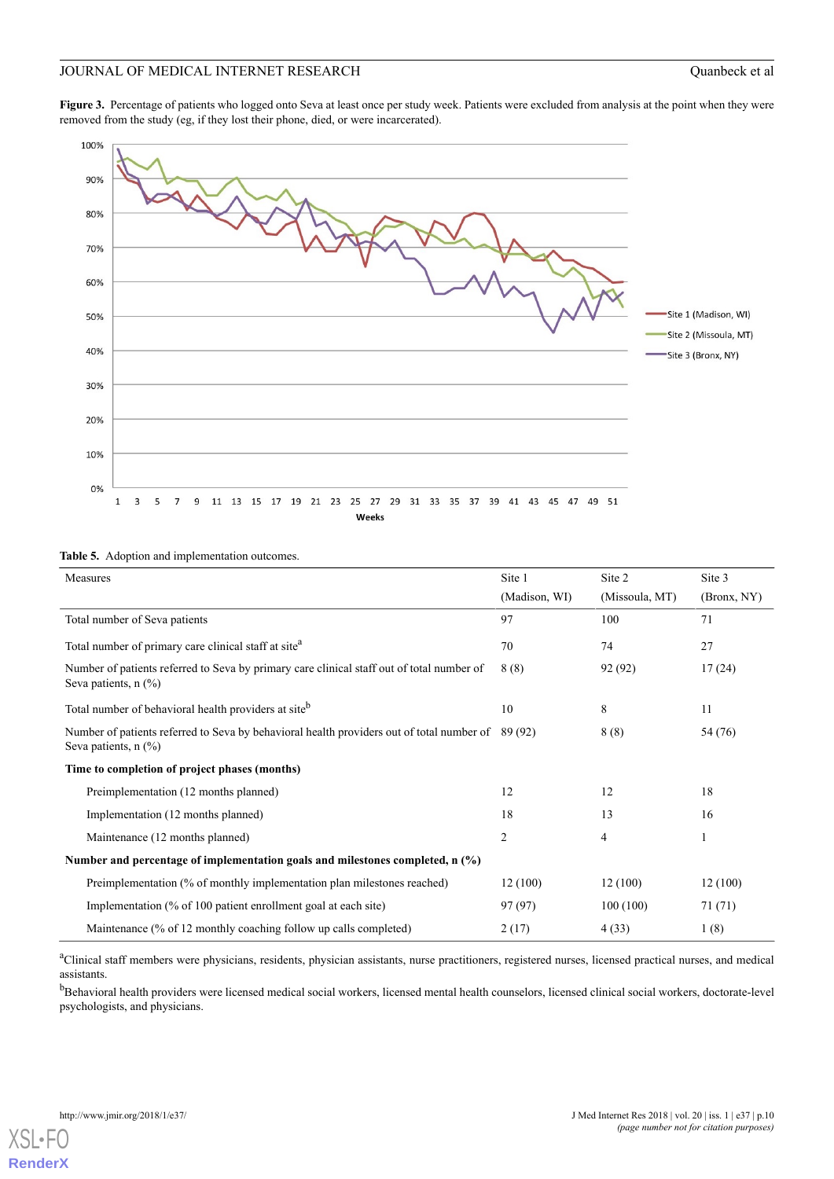**Figure 3.** Percentage of patients who logged onto Seva at least once per study week. Patients were excluded from analysis at the point when they were removed from the study (eg, if they lost their phone, died, or were incarcerated).

**Table 5.** Adoption and implementation outcomes.

| Measures | Site 1 (Madison, WI) | Site 2 (Missoula, MT) | Site 3 (Bronx, NY) |
|---|---|---|---|
| Total number of Seva patients | 97 | 100 | 71 |
| Total number of primary care clinical staff at site[a] | 70 | 74 | 27 |
| Number of patients referred to Seva by primary care clinical staff out of total number of Seva patients, n (%) | 8 (8) | 92 (92) | 17 (24) |
| Total number of behavioral health providers at site[b] | 10 | 8 | 11 |
| Number of patients referred to Seva by behavioral health providers out of total number of Seva patients, n (%) | 89 (92) | 8 (8) | 54 (76) |
| **Time to completion of project phases (months)** | | | |
| Preimplementation (12 months planned) | 12 | 12 | 18 |
| Implementation (12 months planned) | 18 | 13 | 16 |
| Maintenance (12 months planned) | 2 | 4 | 1 |
| **Number and percentage of implementation goals and milestones completed, n (%)** | | | |
| Preimplementation (% of monthly implementation plan milestones reached) | 12 (100) | 12 (100) | 12 (100) |
| Implementation (% of 100 patient enrollment goal at each site) | 97 (97) | 100 (100) | 71 (71) |
| Maintenance (% of 12 monthly coaching follow up calls completed) | 2 (17) | 4 (33) | 1 (8) |

[a]Clinical staff members were physicians, residents, physician assistants, nurse practitioners, registered nurses, licensed practical nurses, and medical assistants.

[b]Behavioral health providers were licensed medical social workers, licensed mental health counselors, licensed clinical social workers, doctorate-level psychologists, and physicians.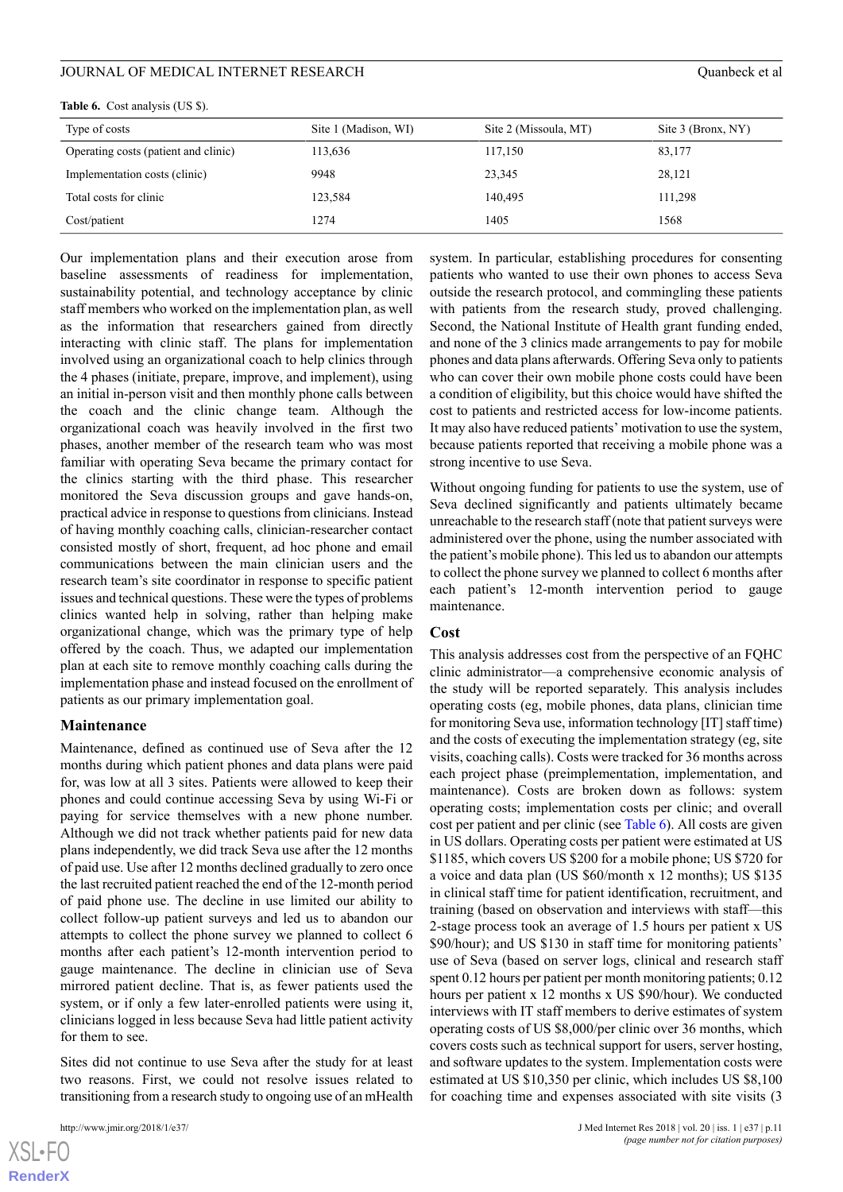**Table 6.** Cost analysis (US $).

| Type of costs | Site 1 (Madison, WI) | Site 2 (Missoula, MT) | Site 3 (Bronx, NY) |
|---|---|---|---|
| Operating costs (patient and clinic) | 113,636 | 117,150 | 83,177 |
| Implementation costs (clinic) | 9948 | 23,345 | 28,121 |
| Total costs for clinic | 123,584 | 140,495 | 111,298 |
| Cost/patient | 1274 | 1405 | 1568 |

Our implementation plans and their execution arose from baseline assessments of readiness for implementation, sustainability potential, and technology acceptance by clinic staff members who worked on the implementation plan, as well as the information that researchers gained from directly interacting with clinic staff. The plans for implementation involved using an organizational coach to help clinics through the 4 phases (initiate, prepare, improve, and implement), using an initial in-person visit and then monthly phone calls between the coach and the clinic change team. Although the organizational coach was heavily involved in the first two phases, another member of the research team who was most familiar with operating Seva became the primary contact for the clinics starting with the third phase. This researcher monitored the Seva discussion groups and gave hands-on, practical advice in response to questions from clinicians. Instead of having monthly coaching calls, clinician-researcher contact consisted mostly of short, frequent, ad hoc phone and email communications between the main clinician users and the research team's site coordinator in response to specific patient issues and technical questions. These were the types of problems clinics wanted help in solving, rather than helping make organizational change, which was the primary type of help offered by the coach. Thus, we adapted our implementation plan at each site to remove monthly coaching calls during the implementation phase and instead focused on the enrollment of patients as our primary implementation goal.

### Maintenance

Maintenance, defined as continued use of Seva after the 12 months during which patient phones and data plans were paid for, was low at all 3 sites. Patients were allowed to keep their phones and could continue accessing Seva by using Wi-Fi or paying for service themselves with a new phone number. Although we did not track whether patients paid for new data plans independently, we did track Seva use after the 12 months of paid use. Use after 12 months declined gradually to zero once the last recruited patient reached the end of the 12-month period of paid phone use. The decline in use limited our ability to collect follow-up patient surveys and led us to abandon our attempts to collect the phone survey we planned to collect 6 months after each patient's 12-month intervention period to gauge maintenance. The decline in clinician use of Seva mirrored patient decline. That is, as fewer patients used the system, or if only a few later-enrolled patients were using it, clinicians logged in less because Seva had little patient activity for them to see.

Sites did not continue to use Seva after the study for at least two reasons. First, we could not resolve issues related to transitioning from a research study to ongoing use of an mHealth system. In particular, establishing procedures for consenting patients who wanted to use their own phones to access Seva outside the research protocol, and commingling these patients with patients from the research study, proved challenging. Second, the National Institute of Health grant funding ended, and none of the 3 clinics made arrangements to pay for mobile phones and data plans afterwards. Offering Seva only to patients who can cover their own mobile phone costs could have been a condition of eligibility, but this choice would have shifted the cost to patients and restricted access for low-income patients. It may also have reduced patients' motivation to use the system, because patients reported that receiving a mobile phone was a strong incentive to use Seva.

Without ongoing funding for patients to use the system, use of Seva declined significantly and patients ultimately became unreachable to the research staff (note that patient surveys were administered over the phone, using the number associated with the patient's mobile phone). This led us to abandon our attempts to collect the phone survey we planned to collect 6 months after each patient's 12-month intervention period to gauge maintenance.

### Cost

This analysis addresses cost from the perspective of an FQHC clinic administrator—a comprehensive economic analysis of the study will be reported separately. This analysis includes operating costs (eg, mobile phones, data plans, clinician time for monitoring Seva use, information technology [IT] staff time) and the costs of executing the implementation strategy (eg, site visits, coaching calls). Costs were tracked for 36 months across each project phase (preimplementation, implementation, and maintenance). Costs are broken down as follows: system operating costs; implementation costs per clinic; and overall cost per patient and per clinic (see Table 6). All costs are given in US dollars. Operating costs per patient were estimated at US $1185, which covers US $200 for a mobile phone; US $720 for a voice and data plan (US $60/month x 12 months); US $135 in clinical staff time for patient identification, recruitment, and training (based on observation and interviews with staff—this 2-stage process took an average of 1.5 hours per patient x US $90/hour); and US $130 in staff time for monitoring patients' use of Seva (based on server logs, clinical and research staff spent 0.12 hours per patient per month monitoring patients; 0.12 hours per patient x 12 months x US $90/hour). We conducted interviews with IT staff members to derive estimates of system operating costs of US $8,000/per clinic over 36 months, which covers costs such as technical support for users, server hosting, and software updates to the system. Implementation costs were estimated at US $10,350 per clinic, which includes US $8,100 for coaching time and expenses associated with site visits (3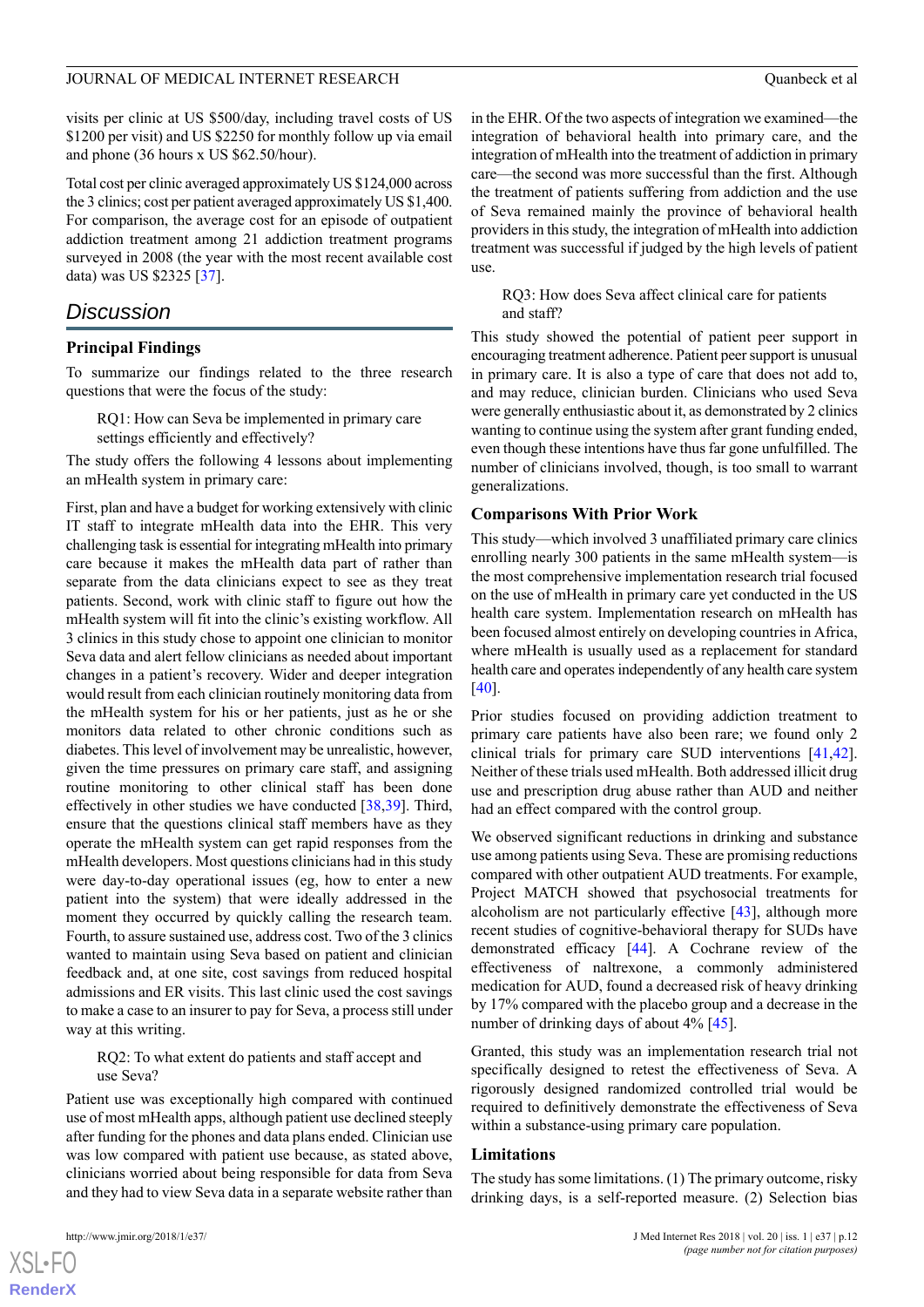visits per clinic at US $500/day, including travel costs of US $1200 per visit) and US $2250 for monthly follow up via email and phone (36 hours x US $62.50/hour).

Total cost per clinic averaged approximately US $124,000 across the 3 clinics; cost per patient averaged approximately US $1,400. For comparison, the average cost for an episode of outpatient addiction treatment among 21 addiction treatment programs surveyed in 2008 (the year with the most recent available cost data) was US $2325 [37].

## Discussion

### Principal Findings

To summarize our findings related to the three research questions that were the focus of the study:

> RQ1: How can Seva be implemented in primary care settings efficiently and effectively?

The study offers the following 4 lessons about implementing an mHealth system in primary care:

First, plan and have a budget for working extensively with clinic IT staff to integrate mHealth data into the EHR. This very challenging task is essential for integrating mHealth into primary care because it makes the mHealth data part of rather than separate from the data clinicians expect to see as they treat patients. Second, work with clinic staff to figure out how the mHealth system will fit into the clinic's existing workflow. All 3 clinics in this study chose to appoint one clinician to monitor Seva data and alert fellow clinicians as needed about important changes in a patient's recovery. Wider and deeper integration would result from each clinician routinely monitoring data from the mHealth system for his or her patients, just as he or she monitors data related to other chronic conditions such as diabetes. This level of involvement may be unrealistic, however, given the time pressures on primary care staff, and assigning routine monitoring to other clinical staff has been done effectively in other studies we have conducted [38,39]. Third, ensure that the questions clinical staff members have as they operate the mHealth system can get rapid responses from the mHealth developers. Most questions clinicians had in this study were day-to-day operational issues (eg, how to enter a new patient into the system) that were ideally addressed in the moment they occurred by quickly calling the research team. Fourth, to assure sustained use, address cost. Two of the 3 clinics wanted to maintain using Seva based on patient and clinician feedback and, at one site, cost savings from reduced hospital admissions and ER visits. This last clinic used the cost savings to make a case to an insurer to pay for Seva, a process still under way at this writing.

> RQ2: To what extent do patients and staff accept and use Seva?

Patient use was exceptionally high compared with continued use of most mHealth apps, although patient use declined steeply after funding for the phones and data plans ended. Clinician use was low compared with patient use because, as stated above, clinicians worried about being responsible for data from Seva and they had to view Seva data in a separate website rather than in the EHR. Of the two aspects of integration we examined—the integration of behavioral health into primary care, and the integration of mHealth into the treatment of addiction in primary care—the second was more successful than the first. Although the treatment of patients suffering from addiction and the use of Seva remained mainly the province of behavioral health providers in this study, the integration of mHealth into addiction treatment was successful if judged by the high levels of patient use.

> RQ3: How does Seva affect clinical care for patients and staff?

This study showed the potential of patient peer support in encouraging treatment adherence. Patient peer support is unusual in primary care. It is also a type of care that does not add to, and may reduce, clinician burden. Clinicians who used Seva were generally enthusiastic about it, as demonstrated by 2 clinics wanting to continue using the system after grant funding ended, even though these intentions have thus far gone unfulfilled. The number of clinicians involved, though, is too small to warrant generalizations.

### Comparisons With Prior Work

This study—which involved 3 unaffiliated primary care clinics enrolling nearly 300 patients in the same mHealth system—is the most comprehensive implementation research trial focused on the use of mHealth in primary care yet conducted in the US health care system. Implementation research on mHealth has been focused almost entirely on developing countries in Africa, where mHealth is usually used as a replacement for standard health care and operates independently of any health care system [40].

Prior studies focused on providing addiction treatment to primary care patients have also been rare; we found only 2 clinical trials for primary care SUD interventions [41,42]. Neither of these trials used mHealth. Both addressed illicit drug use and prescription drug abuse rather than AUD and neither had an effect compared with the control group.

We observed significant reductions in drinking and substance use among patients using Seva. These are promising reductions compared with other outpatient AUD treatments. For example, Project MATCH showed that psychosocial treatments for alcoholism are not particularly effective [43], although more recent studies of cognitive-behavioral therapy for SUDs have demonstrated efficacy [44]. A Cochrane review of the effectiveness of naltrexone, a commonly administered medication for AUD, found a decreased risk of heavy drinking by 17% compared with the placebo group and a decrease in the number of drinking days of about 4% [45].

Granted, this study was an implementation research trial not specifically designed to retest the effectiveness of Seva. A rigorously designed randomized controlled trial would be required to definitively demonstrate the effectiveness of Seva within a substance-using primary care population.

### Limitations

The study has some limitations. (1) The primary outcome, risky drinking days, is a self-reported measure. (2) Selection bias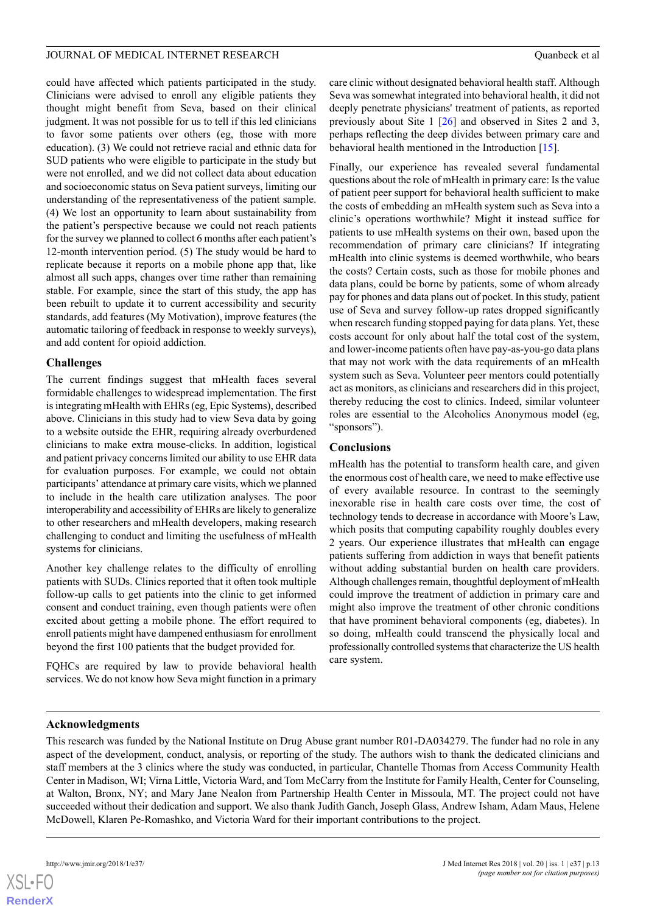could have affected which patients participated in the study. Clinicians were advised to enroll any eligible patients they thought might benefit from Seva, based on their clinical judgment. It was not possible for us to tell if this led clinicians to favor some patients over others (eg, those with more education). (3) We could not retrieve racial and ethnic data for SUD patients who were eligible to participate in the study but were not enrolled, and we did not collect data about education and socioeconomic status on Seva patient surveys, limiting our understanding of the representativeness of the patient sample. (4) We lost an opportunity to learn about sustainability from the patient's perspective because we could not reach patients for the survey we planned to collect 6 months after each patient's 12-month intervention period. (5) The study would be hard to replicate because it reports on a mobile phone app that, like almost all such apps, changes over time rather than remaining stable. For example, since the start of this study, the app has been rebuilt to update it to current accessibility and security standards, add features (My Motivation), improve features (the automatic tailoring of feedback in response to weekly surveys), and add content for opioid addiction.

### Challenges

The current findings suggest that mHealth faces several formidable challenges to widespread implementation. The first is integrating mHealth with EHRs (eg, Epic Systems), described above. Clinicians in this study had to view Seva data by going to a website outside the EHR, requiring already overburdened clinicians to make extra mouse-clicks. In addition, logistical and patient privacy concerns limited our ability to use EHR data for evaluation purposes. For example, we could not obtain participants' attendance at primary care visits, which we planned to include in the health care utilization analyses. The poor interoperability and accessibility of EHRs are likely to generalize to other researchers and mHealth developers, making research challenging to conduct and limiting the usefulness of mHealth systems for clinicians.

Another key challenge relates to the difficulty of enrolling patients with SUDs. Clinics reported that it often took multiple follow-up calls to get patients into the clinic to get informed consent and conduct training, even though patients were often excited about getting a mobile phone. The effort required to enroll patients might have dampened enthusiasm for enrollment beyond the first 100 patients that the budget provided for.

FQHCs are required by law to provide behavioral health services. We do not know how Seva might function in a primary care clinic without designated behavioral health staff. Although Seva was somewhat integrated into behavioral health, it did not deeply penetrate physicians' treatment of patients, as reported previously about Site 1 [26] and observed in Sites 2 and 3, perhaps reflecting the deep divides between primary care and behavioral health mentioned in the Introduction [15].

Finally, our experience has revealed several fundamental questions about the role of mHealth in primary care: Is the value of patient peer support for behavioral health sufficient to make the costs of embedding an mHealth system such as Seva into a clinic's operations worthwhile? Might it instead suffice for patients to use mHealth systems on their own, based upon the recommendation of primary care clinicians? If integrating mHealth into clinic systems is deemed worthwhile, who bears the costs? Certain costs, such as those for mobile phones and data plans, could be borne by patients, some of whom already pay for phones and data plans out of pocket. In this study, patient use of Seva and survey follow-up rates dropped significantly when research funding stopped paying for data plans. Yet, these costs account for only about half the total cost of the system, and lower-income patients often have pay-as-you-go data plans that may not work with the data requirements of an mHealth system such as Seva. Volunteer peer mentors could potentially act as monitors, as clinicians and researchers did in this project, thereby reducing the cost to clinics. Indeed, similar volunteer roles are essential to the Alcoholics Anonymous model (eg, "sponsors").

### Conclusions

mHealth has the potential to transform health care, and given the enormous cost of health care, we need to make effective use of every available resource. In contrast to the seemingly inexorable rise in health care costs over time, the cost of technology tends to decrease in accordance with Moore's Law, which posits that computing capability roughly doubles every 2 years. Our experience illustrates that mHealth can engage patients suffering from addiction in ways that benefit patients without adding substantial burden on health care providers. Although challenges remain, thoughtful deployment of mHealth could improve the treatment of addiction in primary care and might also improve the treatment of other chronic conditions that have prominent behavioral components (eg, diabetes). In so doing, mHealth could transcend the physically local and professionally controlled systems that characterize the US health care system.

## Acknowledgments

This research was funded by the National Institute on Drug Abuse grant number R01-DA034279. The funder had no role in any aspect of the development, conduct, analysis, or reporting of the study. The authors wish to thank the dedicated clinicians and staff members at the 3 clinics where the study was conducted, in particular, Chantelle Thomas from Access Community Health Center in Madison, WI; Virna Little, Victoria Ward, and Tom McCarry from the Institute for Family Health, Center for Counseling, at Walton, Bronx, NY; and Mary Jane Nealon from Partnership Health Center in Missoula, MT. The project could not have succeeded without their dedication and support. We also thank Judith Ganch, Joseph Glass, Andrew Isham, Adam Maus, Helene McDowell, Klaren Pe-Romashko, and Victoria Ward for their important contributions to the project.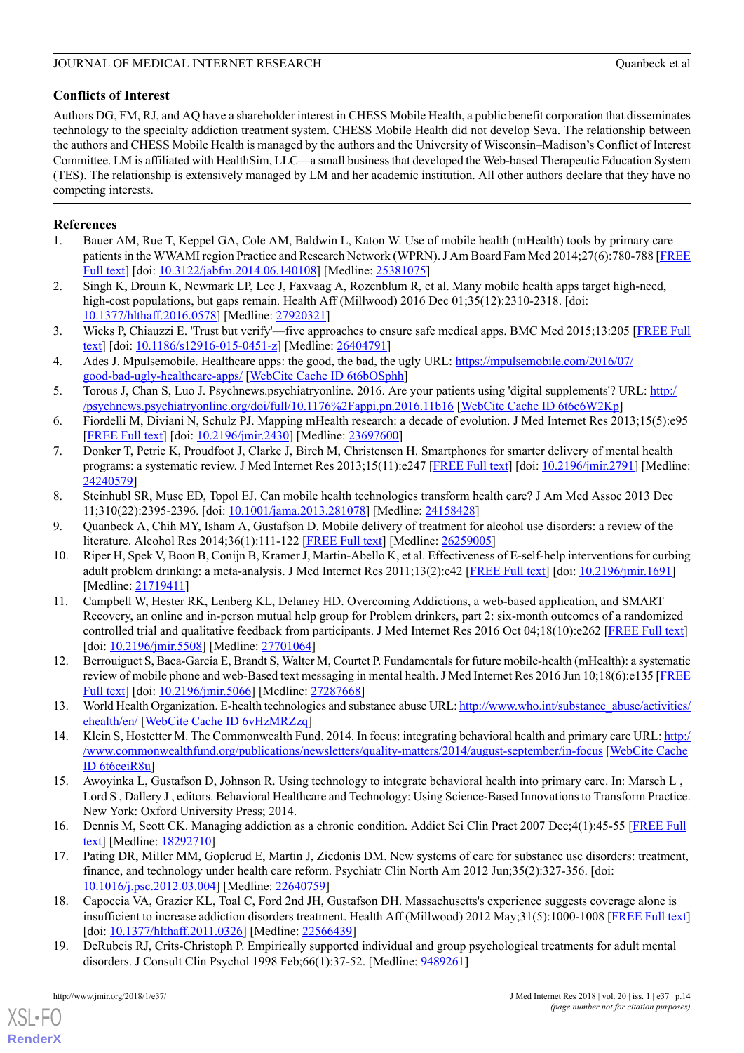## Conflicts of Interest

Authors DG, FM, RJ, and AQ have a shareholder interest in CHESS Mobile Health, a public benefit corporation that disseminates technology to the specialty addiction treatment system. CHESS Mobile Health did not develop Seva. The relationship between the authors and CHESS Mobile Health is managed by the authors and the University of Wisconsin–Madison's Conflict of Interest Committee. LM is affiliated with HealthSim, LLC—a small business that developed the Web-based Therapeutic Education System (TES). The relationship is extensively managed by LM and her academic institution. All other authors declare that they have no competing interests.

## References

1. Bauer AM, Rue T, Keppel GA, Cole AM, Baldwin L, Katon W. Use of mobile health (mHealth) tools by primary care patients in the WWAMI region Practice and Research Network (WPRN). J Am Board Fam Med 2014;27(6):780-788 [FREE Full text] [doi: 10.3122/jabfm.2014.06.140108] [Medline: 25381075]
2. Singh K, Drouin K, Newmark LP, Lee J, Faxvaag A, Rozenblum R, et al. Many mobile health apps target high-need, high-cost populations, but gaps remain. Health Aff (Millwood) 2016 Dec 01;35(12):2310-2318. [doi: 10.1377/hlthaff.2016.0578] [Medline: 27920321]
3. Wicks P, Chiauzzi E. 'Trust but verify'—five approaches to ensure safe medical apps. BMC Med 2015;13:205 [FREE Full text] [doi: 10.1186/s12916-015-0451-z] [Medline: 26404791]
4. Ades J. Mpulsemobile. Healthcare apps: the good, the bad, the ugly URL: https://mpulsemobile.com/2016/07/good-bad-ugly-healthcare-apps/ [WebCite Cache ID 6t6bOSphh]
5. Torous J, Chan S, Luo J. Psychnews.psychiatryonline. 2016. Are your patients using 'digital supplements'? URL: http://psychnews.psychiatryonline.org/doi/full/10.1176%2Fappi.pn.2016.11b16 [WebCite Cache ID 6t6c6W2Kp]
6. Fiordelli M, Diviani N, Schulz PJ. Mapping mHealth research: a decade of evolution. J Med Internet Res 2013;15(5):e95 [FREE Full text] [doi: 10.2196/jmir.2430] [Medline: 23697600]
7. Donker T, Petrie K, Proudfoot J, Clarke J, Birch M, Christensen H. Smartphones for smarter delivery of mental health programs: a systematic review. J Med Internet Res 2013;15(11):e247 [FREE Full text] [doi: 10.2196/jmir.2791] [Medline: 24240579]
8. Steinhubl SR, Muse ED, Topol EJ. Can mobile health technologies transform health care? J Am Med Assoc 2013 Dec 11;310(22):2395-2396. [doi: 10.1001/jama.2013.281078] [Medline: 24158428]
9. Quanbeck A, Chih MY, Isham A, Gustafson D. Mobile delivery of treatment for alcohol use disorders: a review of the literature. Alcohol Res 2014;36(1):111-122 [FREE Full text] [Medline: 26259005]
10. Riper H, Spek V, Boon B, Conijn B, Kramer J, Martin-Abello K, et al. Effectiveness of E-self-help interventions for curbing adult problem drinking: a meta-analysis. J Med Internet Res 2011;13(2):e42 [FREE Full text] [doi: 10.2196/jmir.1691] [Medline: 21719411]
11. Campbell W, Hester RK, Lenberg KL, Delaney HD. Overcoming Addictions, a web-based application, and SMART Recovery, an online and in-person mutual help group for Problem drinkers, part 2: six-month outcomes of a randomized controlled trial and qualitative feedback from participants. J Med Internet Res 2016 Oct 04;18(10):e262 [FREE Full text] [doi: 10.2196/jmir.5508] [Medline: 27701064]
12. Berrouiguet S, Baca-García E, Brandt S, Walter M, Courtet P. Fundamentals for future mobile-health (mHealth): a systematic review of mobile phone and web-Based text messaging in mental health. J Med Internet Res 2016 Jun 10;18(6):e135 [FREE Full text] [doi: 10.2196/jmir.5066] [Medline: 27287668]
13. World Health Organization. E-health technologies and substance abuse URL: http://www.who.int/substance_abuse/activities/ehealth/en/ [WebCite Cache ID 6vHzMRZzq]
14. Klein S, Hostetter M. The Commonwealth Fund. 2014. In focus: integrating behavioral health and primary care URL: http://www.commonwealthfund.org/publications/newsletters/quality-matters/2014/august-september/in-focus [WebCite Cache ID 6t6ceiR8u]
15. Awoyinka L, Gustafson D, Johnson R. Using technology to integrate behavioral health into primary care. In: Marsch L , Lord S , Dallery J , editors. Behavioral Healthcare and Technology: Using Science-Based Innovations to Transform Practice. New York: Oxford University Press; 2014.
16. Dennis M, Scott CK. Managing addiction as a chronic condition. Addict Sci Clin Pract 2007 Dec;4(1):45-55 [FREE Full text] [Medline: 18292710]
17. Pating DR, Miller MM, Goplerud E, Martin J, Ziedonis DM. New systems of care for substance use disorders: treatment, finance, and technology under health care reform. Psychiatr Clin North Am 2012 Jun;35(2):327-356. [doi: 10.1016/j.psc.2012.03.004] [Medline: 22640759]
18. Capoccia VA, Grazier KL, Toal C, Ford 2nd JH, Gustafson DH. Massachusetts's experience suggests coverage alone is insufficient to increase addiction disorders treatment. Health Aff (Millwood) 2012 May;31(5):1000-1008 [FREE Full text] [doi: 10.1377/hlthaff.2011.0326] [Medline: 22566439]
19. DeRubeis RJ, Crits-Christoph P. Empirically supported individual and group psychological treatments for adult mental disorders. J Consult Clin Psychol 1998 Feb;66(1):37-52. [Medline: 9489261]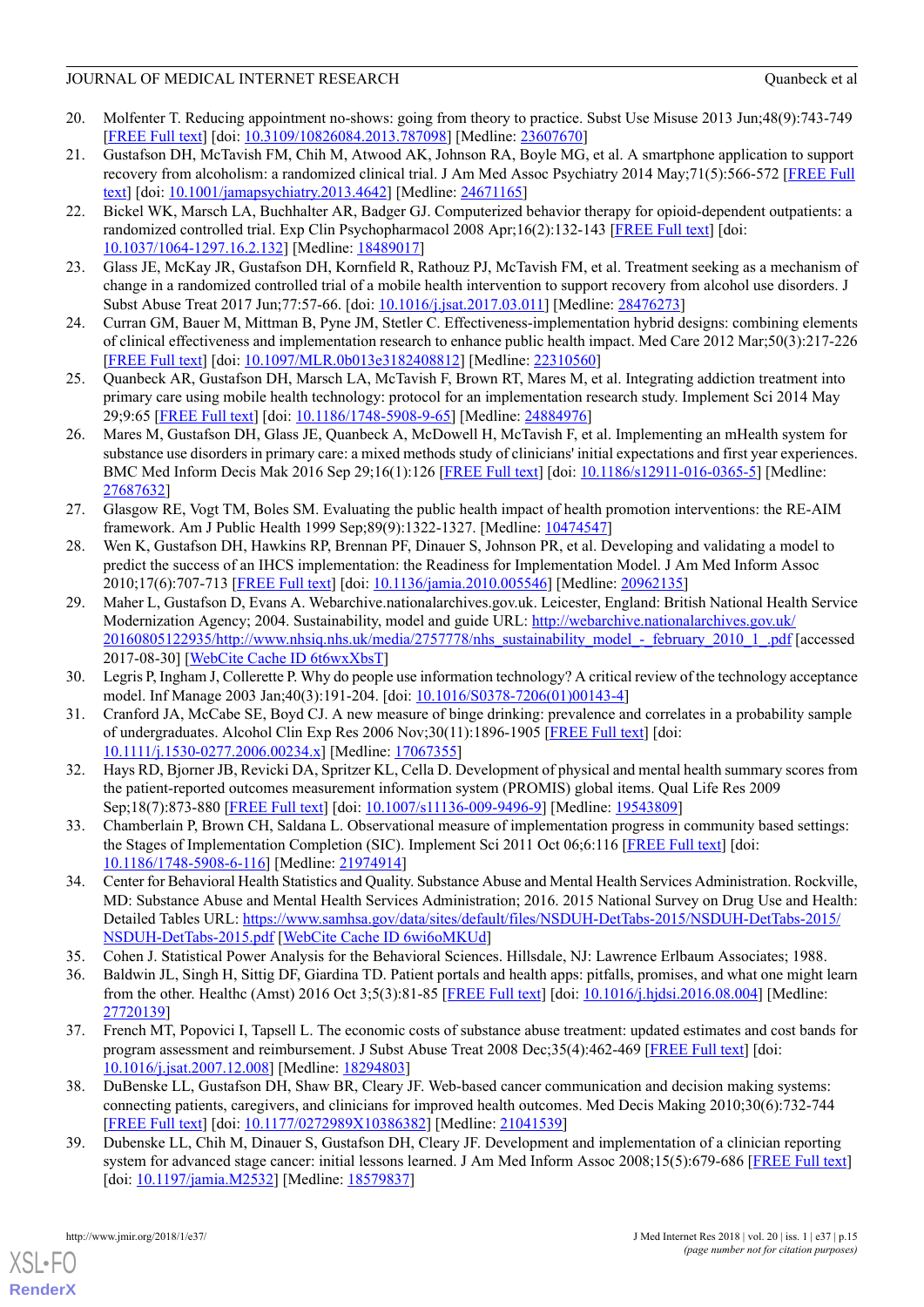20. Molfenter T. Reducing appointment no-shows: going from theory to practice. Subst Use Misuse 2013 Jun;48(9):743-749 [FREE Full text] [doi: 10.3109/10826084.2013.787098] [Medline: 23607670]
21. Gustafson DH, McTavish FM, Chih M, Atwood AK, Johnson RA, Boyle MG, et al. A smartphone application to support recovery from alcoholism: a randomized clinical trial. J Am Med Assoc Psychiatry 2014 May;71(5):566-572 [FREE Full text] [doi: 10.1001/jamapsychiatry.2013.4642] [Medline: 24671165]
22. Bickel WK, Marsch LA, Buchhalter AR, Badger GJ. Computerized behavior therapy for opioid-dependent outpatients: a randomized controlled trial. Exp Clin Psychopharmacol 2008 Apr;16(2):132-143 [FREE Full text] [doi: 10.1037/1064-1297.16.2.132] [Medline: 18489017]
23. Glass JE, McKay JR, Gustafson DH, Kornfield R, Rathouz PJ, McTavish FM, et al. Treatment seeking as a mechanism of change in a randomized controlled trial of a mobile health intervention to support recovery from alcohol use disorders. J Subst Abuse Treat 2017 Jun;77:57-66. [doi: 10.1016/j.jsat.2017.03.011] [Medline: 28476273]
24. Curran GM, Bauer M, Mittman B, Pyne JM, Stetler C. Effectiveness-implementation hybrid designs: combining elements of clinical effectiveness and implementation research to enhance public health impact. Med Care 2012 Mar;50(3):217-226 [FREE Full text] [doi: 10.1097/MLR.0b013e3182408812] [Medline: 22310560]
25. Quanbeck AR, Gustafson DH, Marsch LA, McTavish F, Brown RT, Mares M, et al. Integrating addiction treatment into primary care using mobile health technology: protocol for an implementation research study. Implement Sci 2014 May 29;9:65 [FREE Full text] [doi: 10.1186/1748-5908-9-65] [Medline: 24884976]
26. Mares M, Gustafson DH, Glass JE, Quanbeck A, McDowell H, McTavish F, et al. Implementing an mHealth system for substance use disorders in primary care: a mixed methods study of clinicians' initial expectations and first year experiences. BMC Med Inform Decis Mak 2016 Sep 29;16(1):126 [FREE Full text] [doi: 10.1186/s12911-016-0365-5] [Medline: 27687632]
27. Glasgow RE, Vogt TM, Boles SM. Evaluating the public health impact of health promotion interventions: the RE-AIM framework. Am J Public Health 1999 Sep;89(9):1322-1327. [Medline: 10474547]
28. Wen K, Gustafson DH, Hawkins RP, Brennan PF, Dinauer S, Johnson PR, et al. Developing and validating a model to predict the success of an IHCS implementation: the Readiness for Implementation Model. J Am Med Inform Assoc 2010;17(6):707-713 [FREE Full text] [doi: 10.1136/jamia.2010.005546] [Medline: 20962135]
29. Maher L, Gustafson D, Evans A. Webarchive.nationalarchives.gov.uk. Leicester, England: British National Health Service Modernization Agency; 2004. Sustainability, model and guide URL: http://webarchive.nationalarchives.gov.uk/20160805122935/http://www.nhsiq.nhs.uk/media/2757778/nhs_sustainability_model_-_february_2010_1_.pdf [accessed 2017-08-30] [WebCite Cache ID 6t6wxXbsT]
30. Legris P, Ingham J, Collerette P. Why do people use information technology? A critical review of the technology acceptance model. Inf Manage 2003 Jan;40(3):191-204. [doi: 10.1016/S0378-7206(01)00143-4]
31. Cranford JA, McCabe SE, Boyd CJ. A new measure of binge drinking: prevalence and correlates in a probability sample of undergraduates. Alcohol Clin Exp Res 2006 Nov;30(11):1896-1905 [FREE Full text] [doi: 10.1111/j.1530-0277.2006.00234.x] [Medline: 17067355]
32. Hays RD, Bjorner JB, Revicki DA, Spritzer KL, Cella D. Development of physical and mental health summary scores from the patient-reported outcomes measurement information system (PROMIS) global items. Qual Life Res 2009 Sep;18(7):873-880 [FREE Full text] [doi: 10.1007/s11136-009-9496-9] [Medline: 19543809]
33. Chamberlain P, Brown CH, Saldana L. Observational measure of implementation progress in community based settings: the Stages of Implementation Completion (SIC). Implement Sci 2011 Oct 06;6:116 [FREE Full text] [doi: 10.1186/1748-5908-6-116] [Medline: 21974914]
34. Center for Behavioral Health Statistics and Quality. Substance Abuse and Mental Health Services Administration. Rockville, MD: Substance Abuse and Mental Health Services Administration; 2016. 2015 National Survey on Drug Use and Health: Detailed Tables URL: https://www.samhsa.gov/data/sites/default/files/NSDUH-DetTabs-2015/NSDUH-DetTabs-2015/NSDUH-DetTabs-2015.pdf [WebCite Cache ID 6wi6oMKUd]
35. Cohen J. Statistical Power Analysis for the Behavioral Sciences. Hillsdale, NJ: Lawrence Erlbaum Associates; 1988.
36. Baldwin JL, Singh H, Sittig DF, Giardina TD. Patient portals and health apps: pitfalls, promises, and what one might learn from the other. Healthc (Amst) 2016 Oct 3;5(3):81-85 [FREE Full text] [doi: 10.1016/j.hjdsi.2016.08.004] [Medline: 27720139]
37. French MT, Popovici I, Tapsell L. The economic costs of substance abuse treatment: updated estimates and cost bands for program assessment and reimbursement. J Subst Abuse Treat 2008 Dec;35(4):462-469 [FREE Full text] [doi: 10.1016/j.jsat.2007.12.008] [Medline: 18294803]
38. DuBenske LL, Gustafson DH, Shaw BR, Cleary JF. Web-based cancer communication and decision making systems: connecting patients, caregivers, and clinicians for improved health outcomes. Med Decis Making 2010;30(6):732-744 [FREE Full text] [doi: 10.1177/0272989X10386382] [Medline: 21041539]
39. Dubenske LL, Chih M, Dinauer S, Gustafson DH, Cleary JF. Development and implementation of a clinician reporting system for advanced stage cancer: initial lessons learned. J Am Med Inform Assoc 2008;15(5):679-686 [FREE Full text] [doi: 10.1197/jamia.M2532] [Medline: 18579837]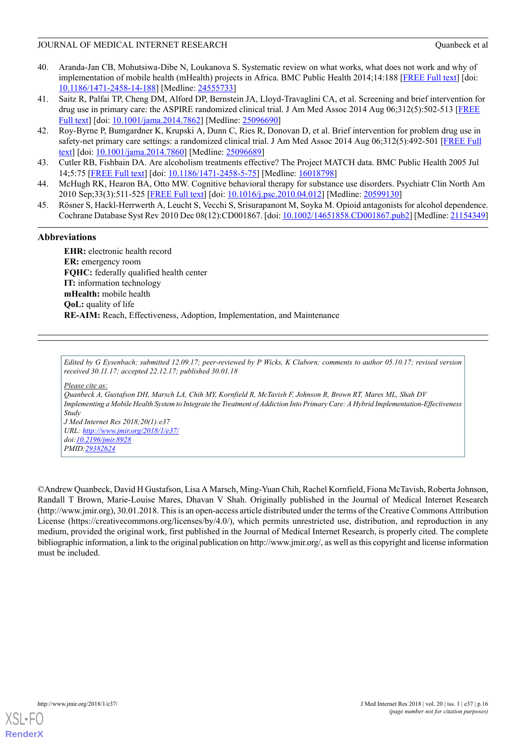40. Aranda-Jan CB, Mohutsiwa-Dibe N, Loukanova S. Systematic review on what works, what does not work and why of implementation of mobile health (mHealth) projects in Africa. BMC Public Health 2014;14:188 [FREE Full text] [doi: 10.1186/1471-2458-14-188] [Medline: 24555733]
41. Saitz R, Palfai TP, Cheng DM, Alford DP, Bernstein JA, Lloyd-Travaglini CA, et al. Screening and brief intervention for drug use in primary care: the ASPIRE randomized clinical trial. J Am Med Assoc 2014 Aug 06;312(5):502-513 [FREE Full text] [doi: 10.1001/jama.2014.7862] [Medline: 25096690]
42. Roy-Byrne P, Bumgardner K, Krupski A, Dunn C, Ries R, Donovan D, et al. Brief intervention for problem drug use in safety-net primary care settings: a randomized clinical trial. J Am Med Assoc 2014 Aug 06;312(5):492-501 [FREE Full text] [doi: 10.1001/jama.2014.7860] [Medline: 25096689]
43. Cutler RB, Fishbain DA. Are alcoholism treatments effective? The Project MATCH data. BMC Public Health 2005 Jul 14;5:75 [FREE Full text] [doi: 10.1186/1471-2458-5-75] [Medline: 16018798]
44. McHugh RK, Hearon BA, Otto MW. Cognitive behavioral therapy for substance use disorders. Psychiatr Clin North Am 2010 Sep;33(3):511-525 [FREE Full text] [doi: 10.1016/j.psc.2010.04.012] [Medline: 20599130]
45. Rösner S, Hackl-Herrwerth A, Leucht S, Vecchi S, Srisurapanont M, Soyka M. Opioid antagonists for alcohol dependence. Cochrane Database Syst Rev 2010 Dec 08(12):CD001867. [doi: 10.1002/14651858.CD001867.pub2] [Medline: 21154349]

## Abbreviations

**EHR:** electronic health record
**ER:** emergency room
**FQHC:** federally qualified health center
**IT:** information technology
**mHealth:** mobile health
**QoL:** quality of life
**RE-AIM:** Reach, Effectiveness, Adoption, Implementation, and Maintenance

*Edited by G Eysenbach; submitted 12.09.17; peer-reviewed by P Wicks, K Claborn; comments to author 05.10.17; revised version received 30.11.17; accepted 22.12.17; published 30.01.18*

*Please cite as:*
*Quanbeck A, Gustafson DH, Marsch LA, Chih MY, Kornfield R, McTavish F, Johnson R, Brown RT, Mares ML, Shah DV*
*Implementing a Mobile Health System to Integrate the Treatment of Addiction Into Primary Care: A Hybrid Implementation-Effectiveness Study*
*J Med Internet Res 2018;20(1):e37*
*URL: http://www.jmir.org/2018/1/e37/*
*doi:10.2196/jmir.8928*
*PMID:29382624*

©Andrew Quanbeck, David H Gustafson, Lisa A Marsch, Ming-Yuan Chih, Rachel Kornfield, Fiona McTavish, Roberta Johnson, Randall T Brown, Marie-Louise Mares, Dhavan V Shah. Originally published in the Journal of Medical Internet Research (http://www.jmir.org), 30.01.2018. This is an open-access article distributed under the terms of the Creative Commons Attribution License (https://creativecommons.org/licenses/by/4.0/), which permits unrestricted use, distribution, and reproduction in any medium, provided the original work, first published in the Journal of Medical Internet Research, is properly cited. The complete bibliographic information, a link to the original publication on http://www.jmir.org/, as well as this copyright and license information must be included.